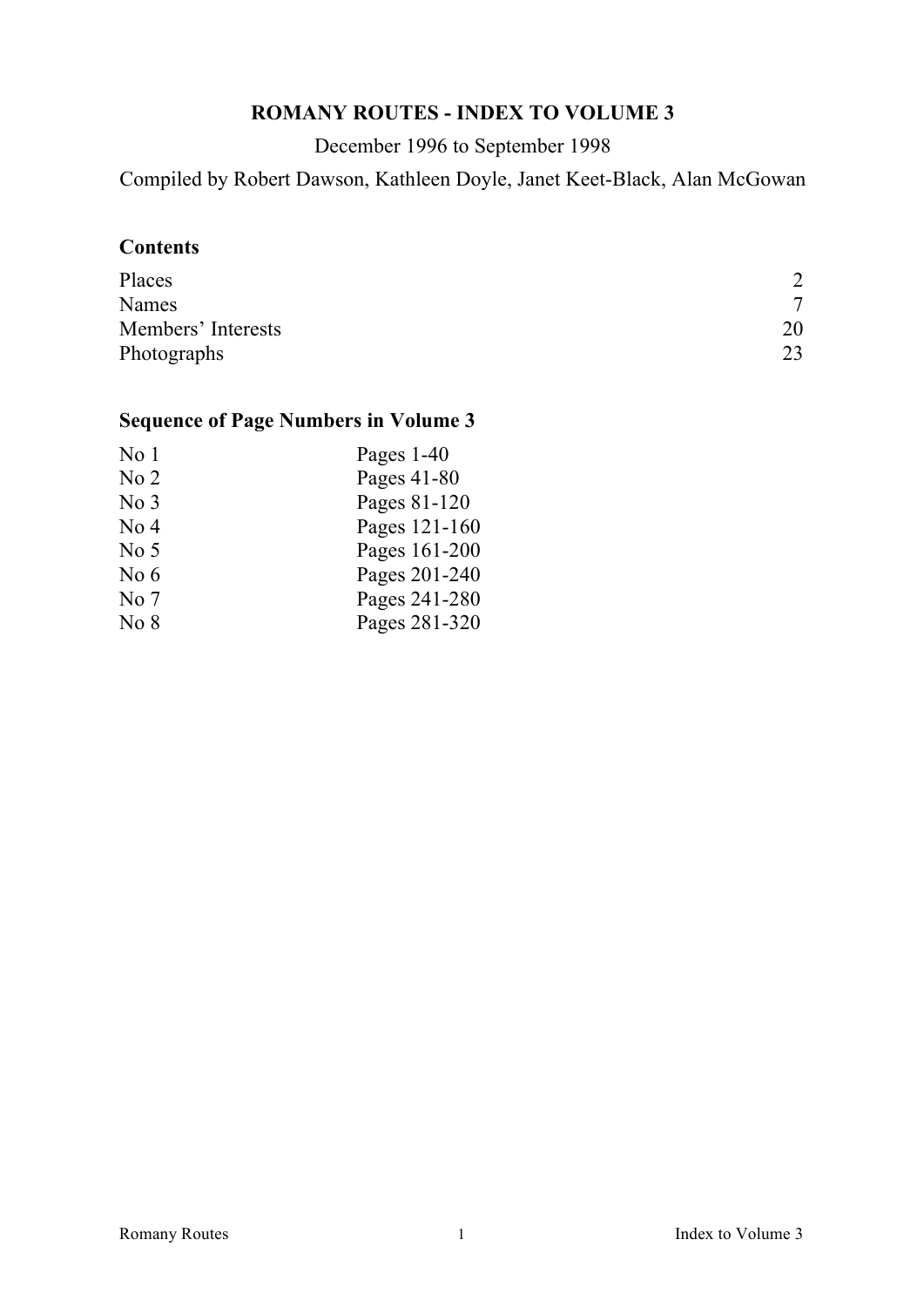# ROMANY ROUTES - INDEX TO VOLUME 3

December 1996 to September 1998

Compiled by Robert Dawson, Kathleen Doyle, Janet Keet-Black, Alan McGowan

## Contents

| | |
|---|---|
| Places | 2 |
| Names | 7 |
| Members' Interests | 20 |
| Photographs | 23 |

## Sequence of Page Numbers in Volume 3

| | |
|---|---|
| No 1 | Pages 1-40 |
| No 2 | Pages 41-80 |
| No 3 | Pages 81-120 |
| No 4 | Pages 121-160 |
| No 5 | Pages 161-200 |
| No 6 | Pages 201-240 |
| No 7 | Pages 241-280 |
| No 8 | Pages 281-320 |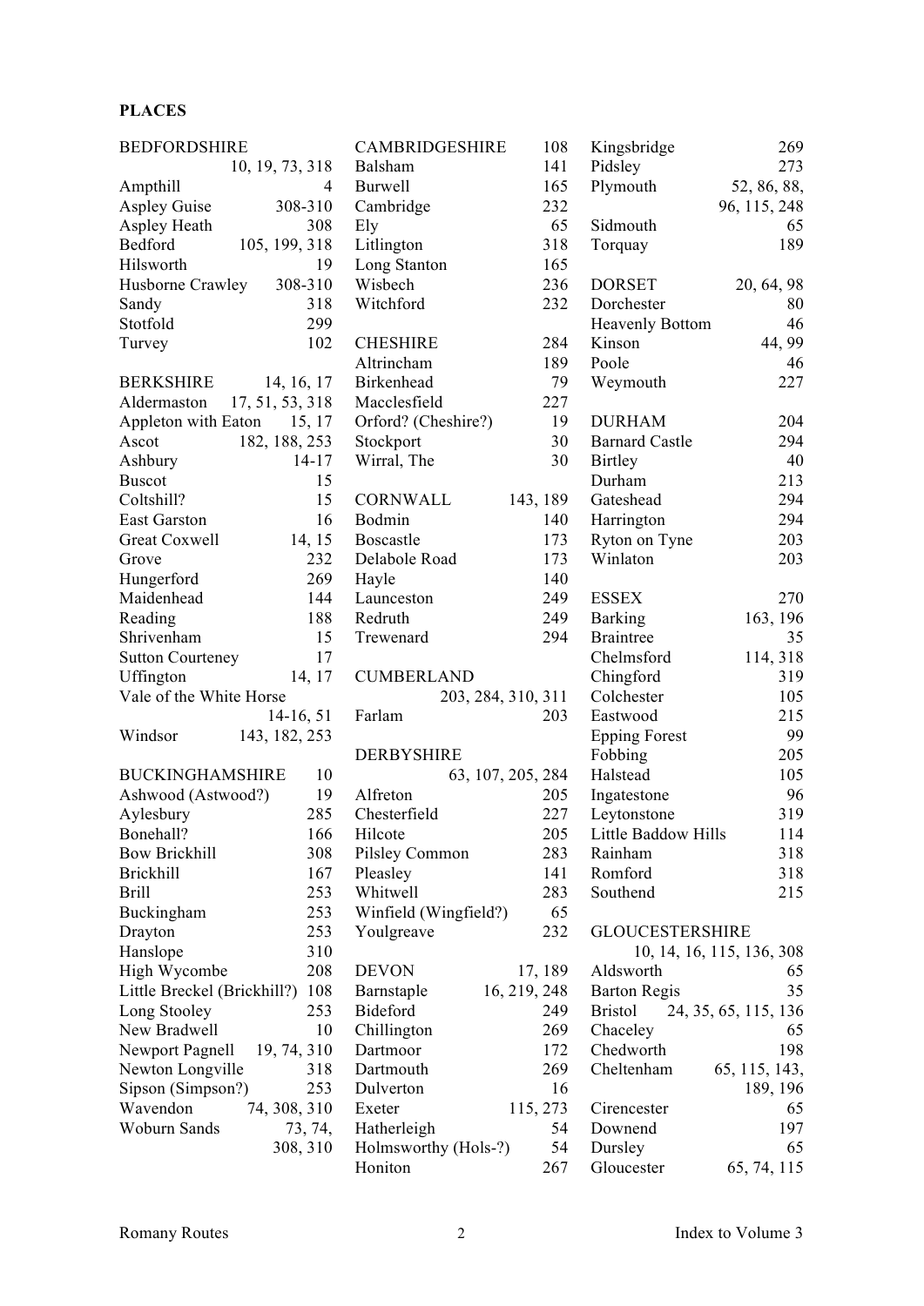**PLACES**

BEDFORDSHIRE 10, 19, 73, 318
Ampthill 4
Aspley Guise 308-310
Aspley Heath 308
Bedford 105, 199, 318
Hilsworth 19
Husborne Crawley 308-310
Sandy 318
Stotfold 299
Turvey 102

BERKSHIRE 14, 16, 17
Aldermaston 17, 51, 53, 318
Appleton with Eaton 15, 17
Ascot 182, 188, 253
Ashbury 14-17
Buscot 15
Coltshill? 15
East Garston 16
Great Coxwell 14, 15
Grove 232
Hungerford 269
Maidenhead 144
Reading 188
Shrivenham 15
Sutton Courteney 17
Uffington 14, 17
Vale of the White Horse 14-16, 51
Windsor 143, 182, 253

BUCKINGHAMSHIRE 10
Ashwood (Astwood?) 19
Aylesbury 285
Bonehall? 166
Bow Brickhill 308
Brickhill 167
Brill 253
Buckingham 253
Drayton 253
Hanslope 310
High Wycombe 208
Little Breckel (Brickhill?) 108
Long Stooley 253
New Bradwell 10
Newport Pagnell 19, 74, 310
Newton Longville 318
Sipson (Simpson?) 253
Wavendon 74, 308, 310
Woburn Sands 73, 74, 308, 310

CAMBRIDGESHIRE 108
Balsham 141
Burwell 165
Cambridge 232
Ely 65
Litlington 318
Long Stanton 165
Wisbech 236
Witchford 232

CHESHIRE 284
Altrincham 189
Birkenhead 79
Macclesfield 227
Orford? (Cheshire?) 19
Stockport 30
Wirral, The 30

CORNWALL 143, 189
Bodmin 140
Boscastle 173
Delabole Road 173
Hayle 140
Launceston 249
Redruth 249
Trewenard 294

CUMBERLAND 203, 284, 310, 311
Farlam 203

DERBYSHIRE 63, 107, 205, 284
Alfreton 205
Chesterfield 227
Hilcote 205
Pilsley Common 283
Pleasley 141
Whitwell 283
Winfield (Wingfield?) 65
Youlgreave 232

DEVON 17, 189
Barnstaple 16, 219, 248
Bideford 249
Chillington 269
Dartmoor 172
Dartmouth 269
Dulverton 16
Exeter 115, 273
Hatherleigh 54
Holmsworthy (Hols-?) 54
Honiton 267
Kingsbridge 269
Pidsley 273
Plymouth 52, 86, 88, 96, 115, 248
Sidmouth 65
Torquay 189

DORSET 20, 64, 98
Dorchester 80
Heavenly Bottom 46
Kinson 44, 99
Poole 46
Weymouth 227

DURHAM 204
Barnard Castle 294
Birtley 40
Durham 213
Gateshead 294
Harrington 294
Ryton on Tyne 203
Winlaton 203

ESSEX 270
Barking 163, 196
Braintree 35
Chelmsford 114, 318
Chingford 319
Colchester 105
Eastwood 215
Epping Forest 99
Fobbing 205
Halstead 105
Ingatestone 96
Leytonstone 319
Little Baddow Hills 114
Rainham 318
Romford 318
Southend 215

GLOUCESTERSHIRE 10, 14, 16, 115, 136, 308
Aldsworth 65
Barton Regis 35
Bristol 24, 35, 65, 115, 136
Chaceley 65
Chedworth 198
Cheltenham 65, 115, 143, 189, 196
Cirencester 65
Downend 197
Dursley 65
Gloucester 65, 74, 115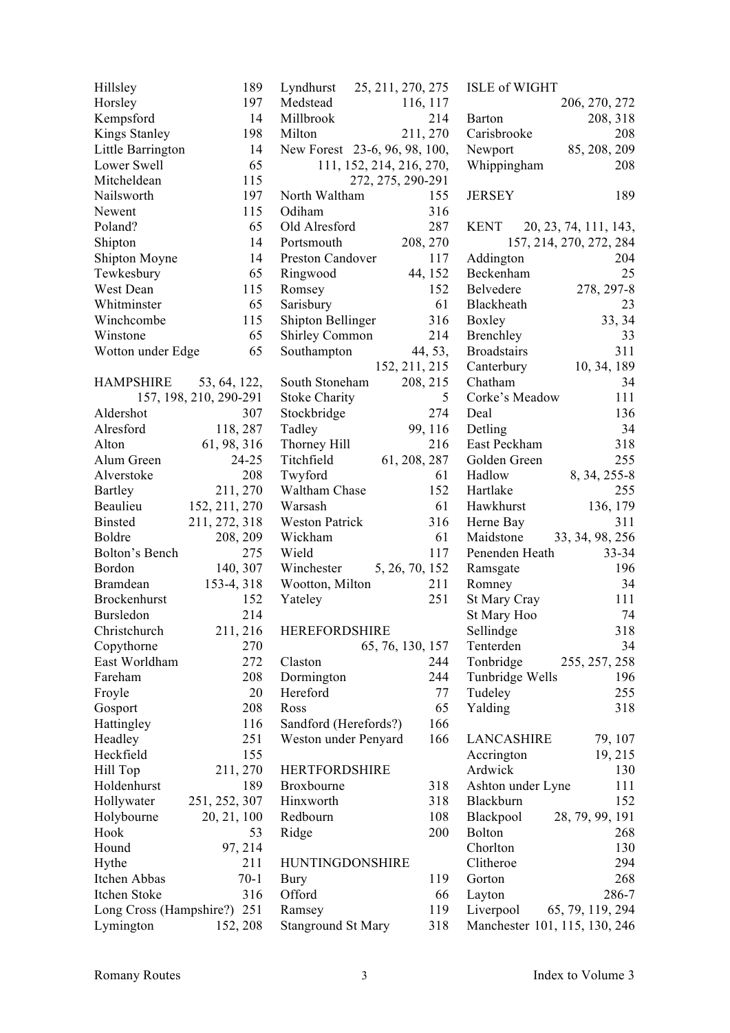Hillsley 189
Horsley 197
Kempsford 14
Kings Stanley 198
Little Barrington 14
Lower Swell 65
Mitcheldean 115
Nailsworth 197
Newent 115
Poland? 65
Shipton 14
Shipton Moyne 14
Tewkesbury 65
West Dean 115
Whitminster 65
Winchcombe 115
Winstone 65
Wotton under Edge 65

HAMPSHIRE 53, 64, 122, 157, 198, 210, 290-291
Aldershot 307
Alresford 118, 287
Alton 61, 98, 316
Alum Green 24-25
Alverstoke 208
Bartley 211, 270
Beaulieu 152, 211, 270
Binsted 211, 272, 318
Boldre 208, 209
Bolton's Bench 275
Bordon 140, 307
Bramdean 153-4, 318
Brockenhurst 152
Bursledon 214
Christchurch 211, 216
Copythorne 270
East Worldham 272
Fareham 208
Froyle 20
Gosport 208
Hattingley 116
Headley 251
Heckfield 155
Hill Top 211, 270
Holdenhurst 189
Hollywater 251, 252, 307
Holybourne 20, 21, 100
Hook 53
Hound 97, 214
Hythe 211
Itchen Abbas 70-1
Itchen Stoke 316
Long Cross (Hampshire?) 251
Lymington 152, 208
Lyndhurst 25, 211, 270, 275
Medstead 116, 117
Millbrook 214
Milton 211, 270
New Forest 23-6, 96, 98, 100, 111, 152, 214, 216, 270, 272, 275, 290-291
North Waltham 155
Odiham 316
Old Alresford 287
Portsmouth 208, 270
Preston Candover 117
Ringwood 44, 152
Romsey 152
Sarisbury 61
Shipton Bellinger 316
Shirley Common 214
Southampton 44, 53, 152, 211, 215
South Stoneham 208, 215
Stoke Charity 5
Stockbridge 274
Tadley 99, 116
Thorney Hill 216
Titchfield 61, 208, 287
Twyford 61
Waltham Chase 152
Warsash 61
Weston Patrick 316
Wickham 61
Wield 117
Winchester 5, 26, 70, 152
Wootton, Milton 211
Yateley 251

HEREFORDSHIRE 65, 76, 130, 157
Claston 244
Dormington 244
Hereford 77
Ross 65
Sandford (Herefords?) 166
Weston under Penyard 166

HERTFORDSHIRE
Broxbourne 318
Hinxworth 318
Redbourn 108
Ridge 200

HUNTINGDONSHIRE
Bury 119
Offord 66
Ramsey 119
Stanground St Mary 318

ISLE of WIGHT 206, 270, 272
Barton 208, 318
Carisbrooke 208
Newport 85, 208, 209
Whippingham 208

JERSEY 189

KENT 20, 23, 74, 111, 143, 157, 214, 270, 272, 284
Addington 204
Beckenham 25
Belvedere 278, 297-8
Blackheath 23
Boxley 33, 34
Brenchley 33
Broadstairs 311
Canterbury 10, 34, 189
Chatham 34
Corke's Meadow 111
Deal 136
Detling 34
East Peckham 318
Golden Green 255
Hadlow 8, 34, 255-8
Hartlake 255
Hawkhurst 136, 179
Herne Bay 311
Maidstone 33, 34, 98, 256
Penenden Heath 33-34
Ramsgate 196
Romney 34
St Mary Cray 111
St Mary Hoo 74
Sellindge 318
Tenterden 34
Tonbridge 255, 257, 258
Tunbridge Wells 196
Tudeley 255
Yalding 318

LANCASHIRE 79, 107
Accrington 19, 215
Ardwick 130
Ashton under Lyne 111
Blackburn 152
Blackpool 28, 79, 99, 191
Bolton 268
Chorlton 130
Clitheroe 294
Gorton 268
Layton 286-7
Liverpool 65, 79, 119, 294
Manchester 101, 115, 130, 246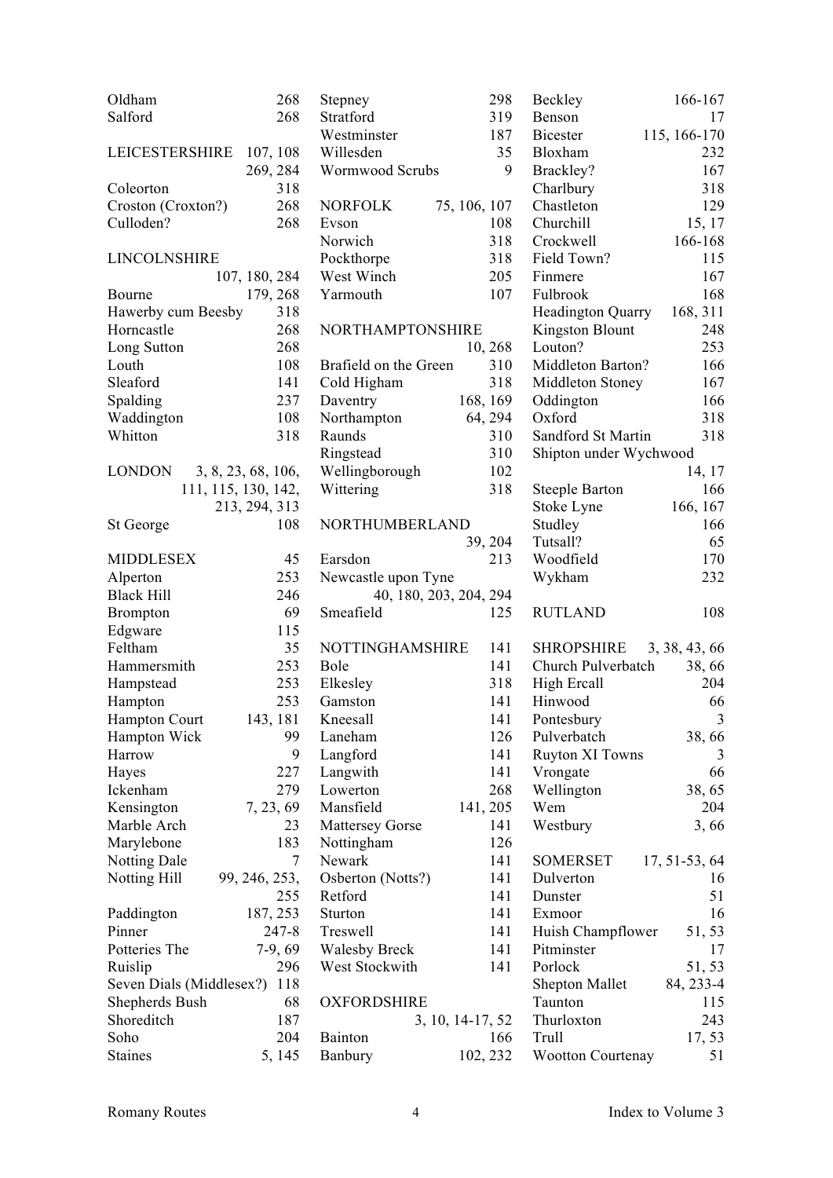Oldham 268
Salford 268

LEICESTERSHIRE 107, 108, 269, 284
Coleorton 318
Croston (Croxton?) 268
Culloden? 268

LINCOLNSHIRE 107, 180, 284
Bourne 179, 268
Hawerby cum Beesby 318
Horncastle 268
Long Sutton 268
Louth 108
Sleaford 141
Spalding 237
Waddington 108
Whitton 318

LONDON 3, 8, 23, 68, 106, 111, 115, 130, 142, 213, 294, 313
St George 108

MIDDLESEX 45
Alperton 253
Black Hill 246
Brompton 69
Edgware 115
Feltham 35
Hammersmith 253
Hampstead 253
Hampton 253
Hampton Court 143, 181
Hampton Wick 99
Harrow 9
Hayes 227
Ickenham 279
Kensington 7, 23, 69
Marble Arch 23
Marylebone 183
Notting Dale 7
Notting Hill 99, 246, 253, 255
Paddington 187, 253
Pinner 247-8
Potteries The 7-9, 69
Ruislip 296
Seven Dials (Middlesex?) 118
Shepherds Bush 68
Shoreditch 187
Soho 204
Staines 5, 145
Stepney 298
Stratford 319
Westminster 187
Willesden 35
Wormwood Scrubs 9

NORFOLK 75, 106, 107
Evson 108
Norwich 318
Pockthorpe 318
West Winch 205
Yarmouth 107

NORTHAMPTONSHIRE 10, 268
Brafield on the Green 310
Cold Higham 318
Daventry 168, 169
Northampton 64, 294
Raunds 310
Ringstead 310
Wellingborough 102
Wittering 318

NORTHUMBERLAND 39, 204
Earsdon 213
Newcastle upon Tyne 40, 180, 203, 204, 294
Smeafield 125

NOTTINGHAMSHIRE 141
Bole 141
Elkesley 318
Gamston 141
Kneesall 141
Laneham 126
Langford 141
Langwith 141
Lowerton 268
Mansfield 141, 205
Mattersey Gorse 141
Nottingham 126
Newark 141
Osberton (Notts?) 141
Retford 141
Sturton 141
Treswell 141
Walesby Breck 141
West Stockwith 141

OXFORDSHIRE 3, 10, 14-17, 52
Bainton 166
Banbury 102, 232
Beckley 166-167
Benson 17
Bicester 115, 166-170
Bloxham 232
Brackley? 167
Charlbury 318
Chastleton 129
Churchill 15, 17
Crockwell 166-168
Field Town? 115
Finmere 167
Fulbrook 168
Headington Quarry 168, 311
Kingston Blount 248
Louton? 253
Middleton Barton? 166
Middleton Stoney 167
Oddington 166
Oxford 318
Sandford St Martin 318
Shipton under Wychwood 14, 17
Steeple Barton 166
Stoke Lyne 166, 167
Studley 166
Tutsall? 65
Woodfield 170
Wykham 232

RUTLAND 108

SHROPSHIRE 3, 38, 43, 66
Church Pulverbatch 38, 66
High Ercall 204
Hinwood 66
Pontesbury 3
Pulverbatch 38, 66
Ruyton XI Towns 3
Vrongate 66
Wellington 38, 65
Wem 204
Westbury 3, 66

SOMERSET 17, 51-53, 64
Dulverton 16
Dunster 51
Exmoor 16
Huish Champflower 51, 53
Pitminster 17
Porlock 51, 53
Shepton Mallet 84, 233-4
Taunton 115
Thurloxton 243
Trull 17, 53
Wootton Courtenay 51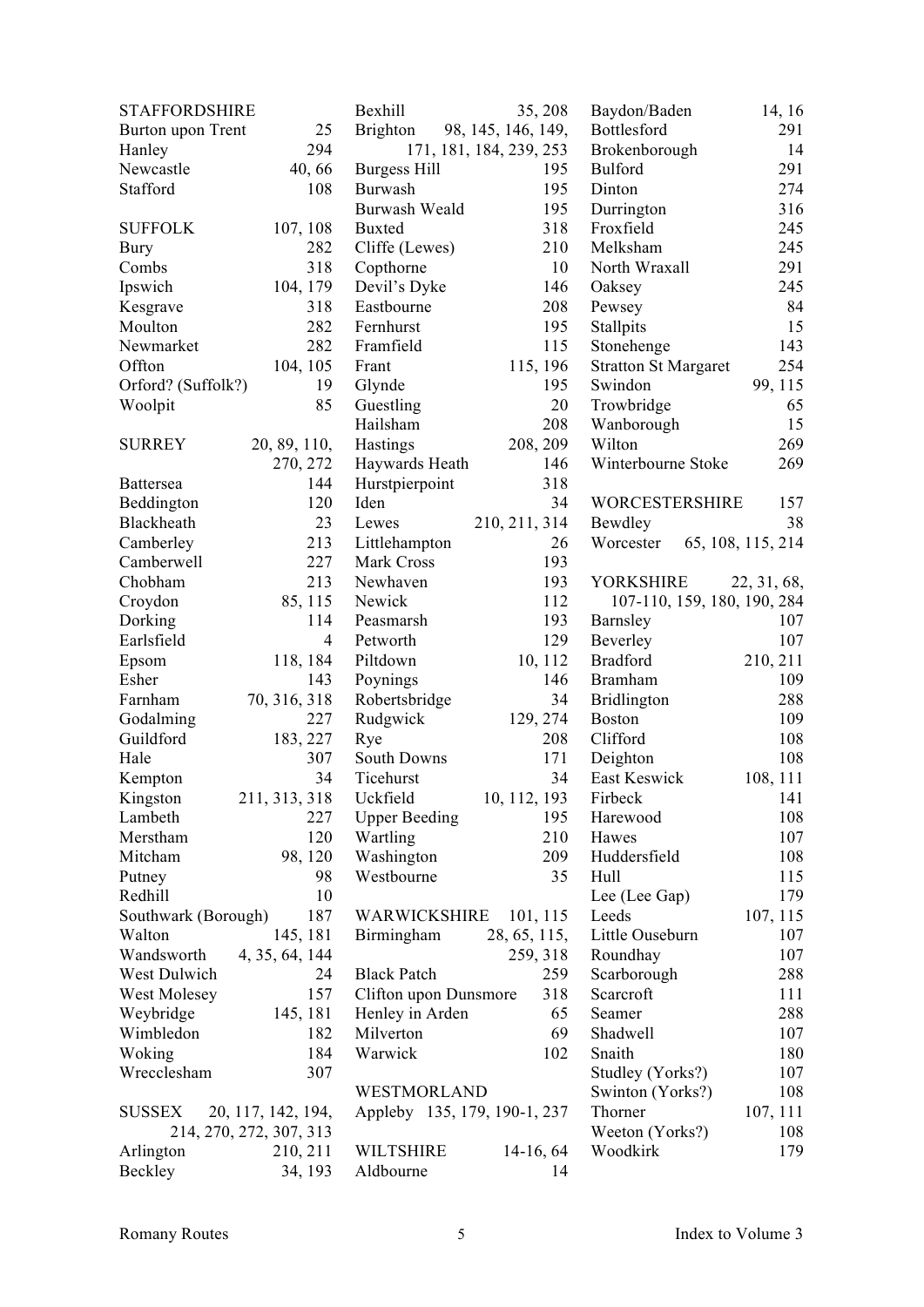STAFFORDSHIRE
Burton upon Trent 25
Hanley 294
Newcastle 40, 66
Stafford 108

SUFFOLK 107, 108
Bury 282
Combs 318
Ipswich 104, 179
Kesgrave 318
Moulton 282
Newmarket 282
Offton 104, 105
Orford? (Suffolk?) 19
Woolpit 85

SURREY 20, 89, 110, 270, 272
Battersea 144
Beddington 120
Blackheath 23
Camberley 213
Camberwell 227
Chobham 213
Croydon 85, 115
Dorking 114
Earlsfield 4
Epsom 118, 184
Esher 143
Farnham 70, 316, 318
Godalming 227
Guildford 183, 227
Hale 307
Kempton 34
Kingston 211, 313, 318
Lambeth 227
Merstham 120
Mitcham 98, 120
Putney 98
Redhill 10
Southwark (Borough) 187
Walton 145, 181
Wandsworth 4, 35, 64, 144
West Dulwich 24
West Molesey 157
Weybridge 145, 181
Wimbledon 182
Woking 184
Wrecclesham 307

SUSSEX 20, 117, 142, 194, 214, 270, 272, 307, 313
Arlington 210, 211
Beckley 34, 193
Bexhill 35, 208
Brighton 98, 145, 146, 149, 171, 181, 184, 239, 253
Burgess Hill 195
Burwash 195
Burwash Weald 195
Buxted 318
Cliffe (Lewes) 210
Copthorne 10
Devil's Dyke 146
Eastbourne 208
Fernhurst 195
Framfield 115
Frant 115, 196
Glynde 195
Guestling 20
Hailsham 208
Hastings 208, 209
Haywards Heath 146
Hurstpierpoint 318
Iden 34
Lewes 210, 211, 314
Littlehampton 26
Mark Cross 193
Newhaven 193
Newick 112
Peasmarsh 193
Petworth 129
Piltdown 10, 112
Poynings 146
Robertsbridge 34
Rudgwick 129, 274
Rye 208
South Downs 171
Ticehurst 34
Uckfield 10, 112, 193
Upper Beeding 195
Wartling 210
Washington 209
Westbourne 35

WARWICKSHIRE 101, 115
Birmingham 28, 65, 115, 259, 318
Black Patch 259
Clifton upon Dunsmore 318
Henley in Arden 65
Milverton 69
Warwick 102

WESTMORLAND
Appleby 135, 179, 190-1, 237

WILTSHIRE 14-16, 64
Aldbourne 14
Baydon/Baden 14, 16
Bottlesford 291
Brokenborough 14
Bulford 291
Dinton 274
Durrington 316
Froxfield 245
Melksham 245
North Wraxall 291
Oaksey 245
Pewsey 84
Stallpits 15
Stonehenge 143
Stratton St Margaret 254
Swindon 99, 115
Trowbridge 65
Wanborough 15
Wilton 269
Winterbourne Stoke 269

WORCESTERSHIRE 157
Bewdley 38
Worcester 65, 108, 115, 214

YORKSHIRE 22, 31, 68, 107-110, 159, 180, 190, 284
Barnsley 107
Beverley 107
Bradford 210, 211
Bramham 109
Bridlington 288
Boston 109
Clifford 108
Deighton 108
East Keswick 108, 111
Firbeck 141
Harewood 108
Hawes 107
Huddersfield 108
Hull 115
Lee (Lee Gap) 179
Leeds 107, 115
Little Ouseburn 107
Roundhay 107
Scarborough 288
Scarcroft 111
Seamer 288
Shadwell 107
Snaith 180
Studley (Yorks?) 107
Swinton (Yorks?) 108
Thorner 107, 111
Weeton (Yorks?) 108
Woodkirk 179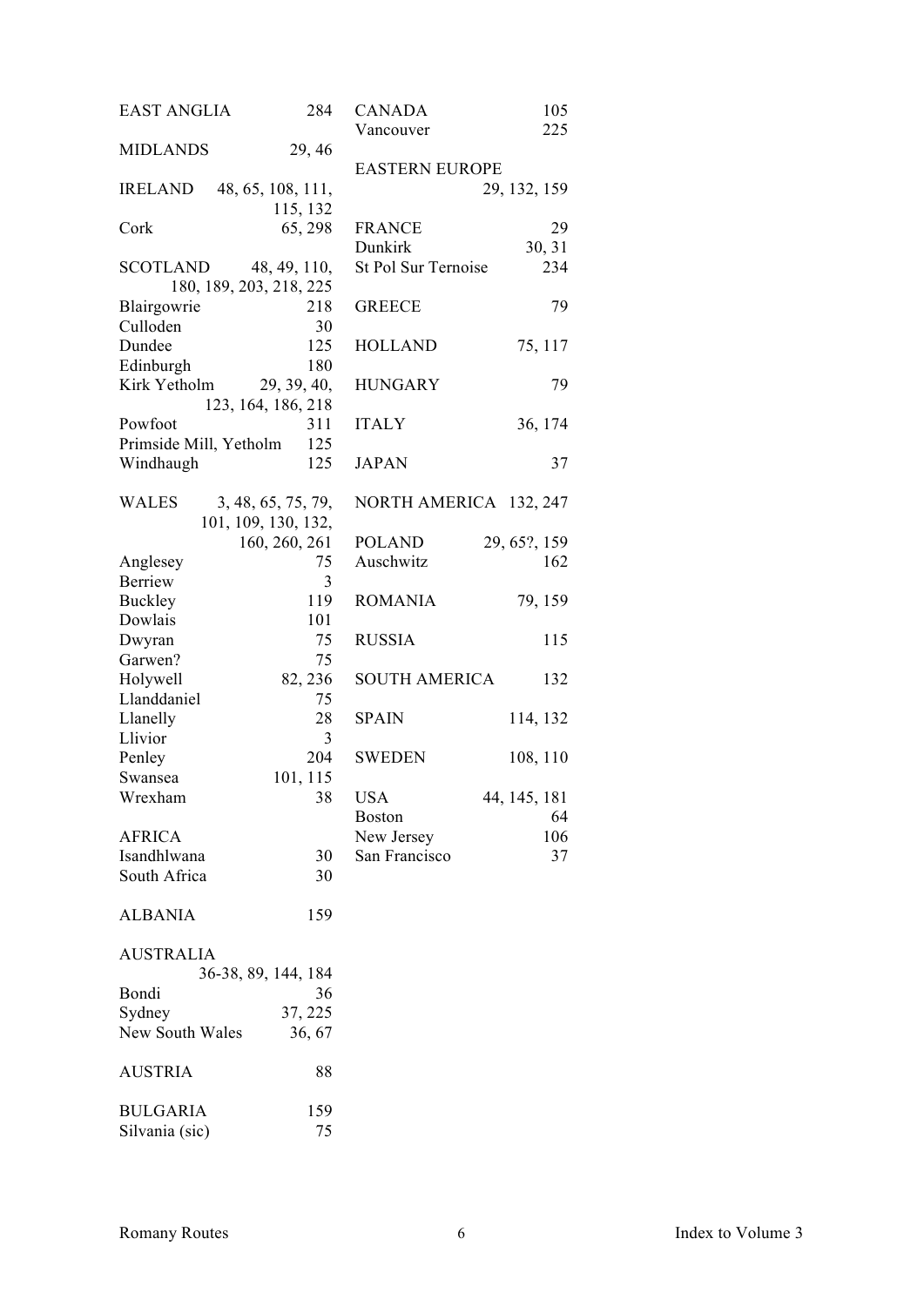EAST ANGLIA 284

MIDLANDS 29, 46

IRELAND 48, 65, 108, 111, 115, 132
Cork 65, 298

SCOTLAND 48, 49, 110, 180, 189, 203, 218, 225
Blairgowrie 218
Culloden 30
Dundee 125
Edinburgh 180
Kirk Yetholm 29, 39, 40, 123, 164, 186, 218
Powfoot 311
Primside Mill, Yetholm 125
Windhaugh 125

WALES 3, 48, 65, 75, 79, 101, 109, 130, 132, 160, 260, 261
Anglesey 75
Berriew 3
Buckley 119
Dowlais 101
Dwyran 75
Garwen? 75
Holywell 82, 236
Llanddaniel 75
Llanelly 28
Llivior 3
Penley 204
Swansea 101, 115
Wrexham 38

AFRICA
Isandhlwana 30
South Africa 30

ALBANIA 159

AUSTRALIA 36-38, 89, 144, 184
Bondi 36
Sydney 37, 225
New South Wales 36, 67

AUSTRIA 88

BULGARIA 159
Silvania (sic) 75

CANADA 105
Vancouver 225

EASTERN EUROPE 29, 132, 159

FRANCE 29
Dunkirk 30, 31
St Pol Sur Ternoise 234

GREECE 79

HOLLAND 75, 117

HUNGARY 79

ITALY 36, 174

JAPAN 37

NORTH AMERICA 132, 247

POLAND 29, 65?, 159
Auschwitz 162

ROMANIA 79, 159

RUSSIA 115

SOUTH AMERICA 132

SPAIN 114, 132

SWEDEN 108, 110

USA 44, 145, 181
Boston 64
New Jersey 106
San Francisco 37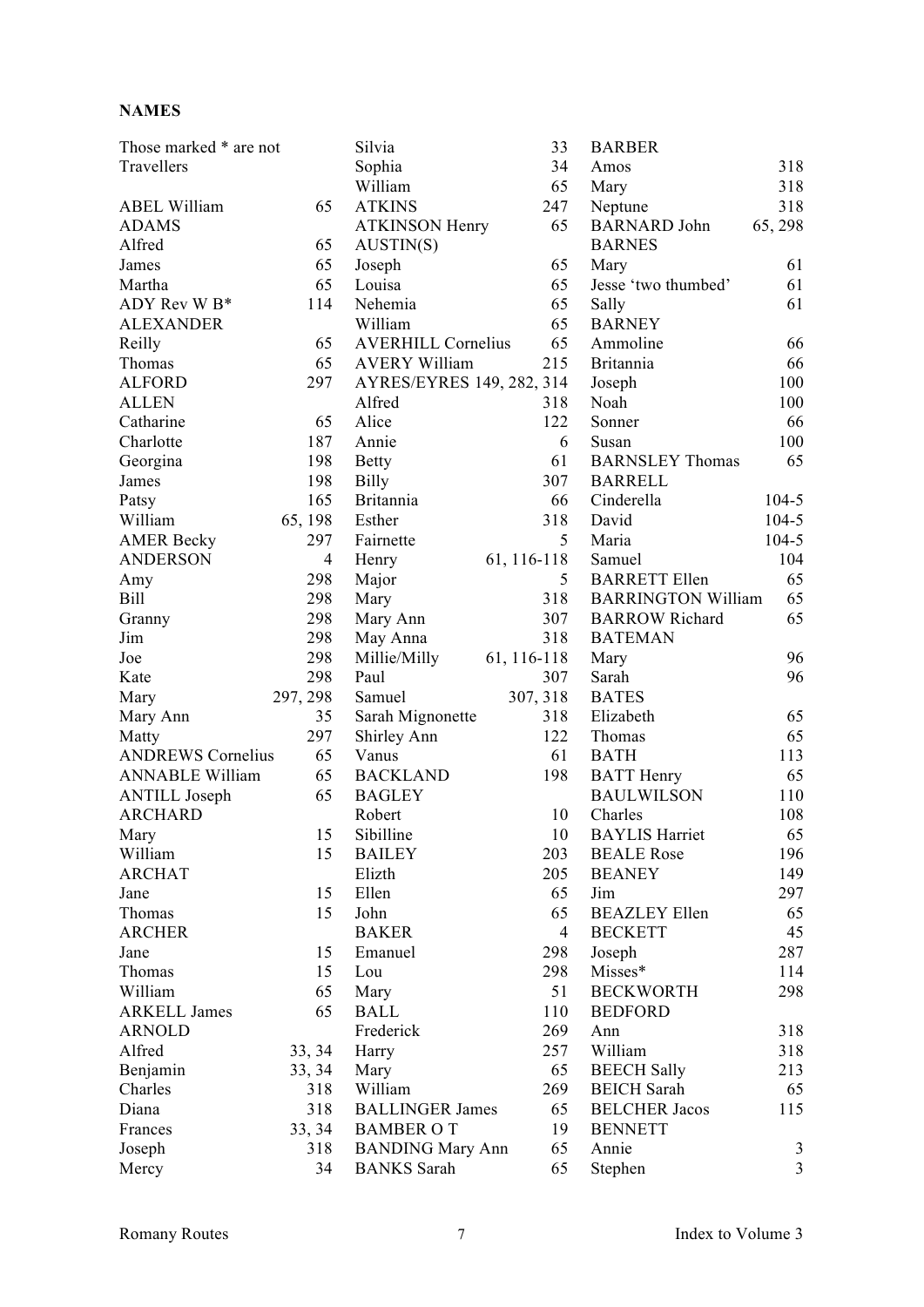**NAMES**

Those marked * are not Travellers

ABEL William 65
ADAMS
Alfred 65
James 65
Martha 65
ADY Rev W B* 114
ALEXANDER
Reilly 65
Thomas 65
ALFORD 297
ALLEN
Catharine 65
Charlotte 187
Georgina 198
James 198
Patsy 165
William 65, 198
AMER Becky 297
ANDERSON 4
Amy 298
Bill 298
Granny 298
Jim 298
Joe 298
Kate 298
Mary 297, 298
Mary Ann 35
Matty 297
ANDREWS Cornelius 65
ANNABLE William 65
ANTILL Joseph 65
ARCHARD
Mary 15
William 15
ARCHAT
Jane 15
Thomas 15
ARCHER
Jane 15
Thomas 15
William 65
ARKELL James 65
ARNOLD
Alfred 33, 34
Benjamin 33, 34
Charles 318
Diana 318
Frances 33, 34
Joseph 318
Mercy 34
Silvia 33
Sophia 34
William 65
ATKINS 247
ATKINSON Henry 65
AUSTIN(S)
Joseph 65
Louisa 65
Nehemia 65
William 65
AVERHILL Cornelius 65
AVERY William 215
AYRES/EYRES 149, 282, 314
Alfred 318
Alice 122
Annie 6
Betty 61
Billy 307
Britannia 66
Esther 318
Fairnette 5
Henry 61, 116-118
Major 5
Mary 318
Mary Ann 307
May Anna 318
Millie/Milly 61, 116-118
Paul 307
Samuel 307, 318
Sarah Mignonette 318
Shirley Ann 122
Vanus 61
BACKLAND 198
BAGLEY
Robert 10
Sibilline 10
BAILEY 203
Elizth 205
Ellen 65
John 65
BAKER 4
Emanuel 298
Lou 298
Mary 51
BALL 110
Frederick 269
Harry 257
Mary 65
William 269
BALLINGER James 65
BAMBER O T 19
BANDING Mary Ann 65
BANKS Sarah 65
BARBER
Amos 318
Mary 318
Neptune 318
BARNARD John 65, 298
BARNES
Mary 61
Jesse 'two thumbed' 61
Sally 61
BARNEY
Ammoline 66
Britannia 66
Joseph 100
Noah 100
Sonner 66
Susan 100
BARNSLEY Thomas 65
BARRELL
Cinderella 104-5
David 104-5
Maria 104-5
Samuel 104
BARRETT Ellen 65
BARRINGTON William 65
BARROW Richard 65
BATEMAN
Mary 96
Sarah 96
BATES
Elizabeth 65
Thomas 65
BATH 113
BATT Henry 65
BAULWILSON 110
Charles 108
BAYLIS Harriet 65
BEALE Rose 196
BEANEY 149
Jim 297
BEAZLEY Ellen 65
BECKETT 45
Joseph 287
Misses* 114
BECKWORTH 298
BEDFORD
Ann 318
William 318
BEECH Sally 213
BEICH Sarah 65
BELCHER Jacos 115
BENNETT
Annie 3
Stephen 3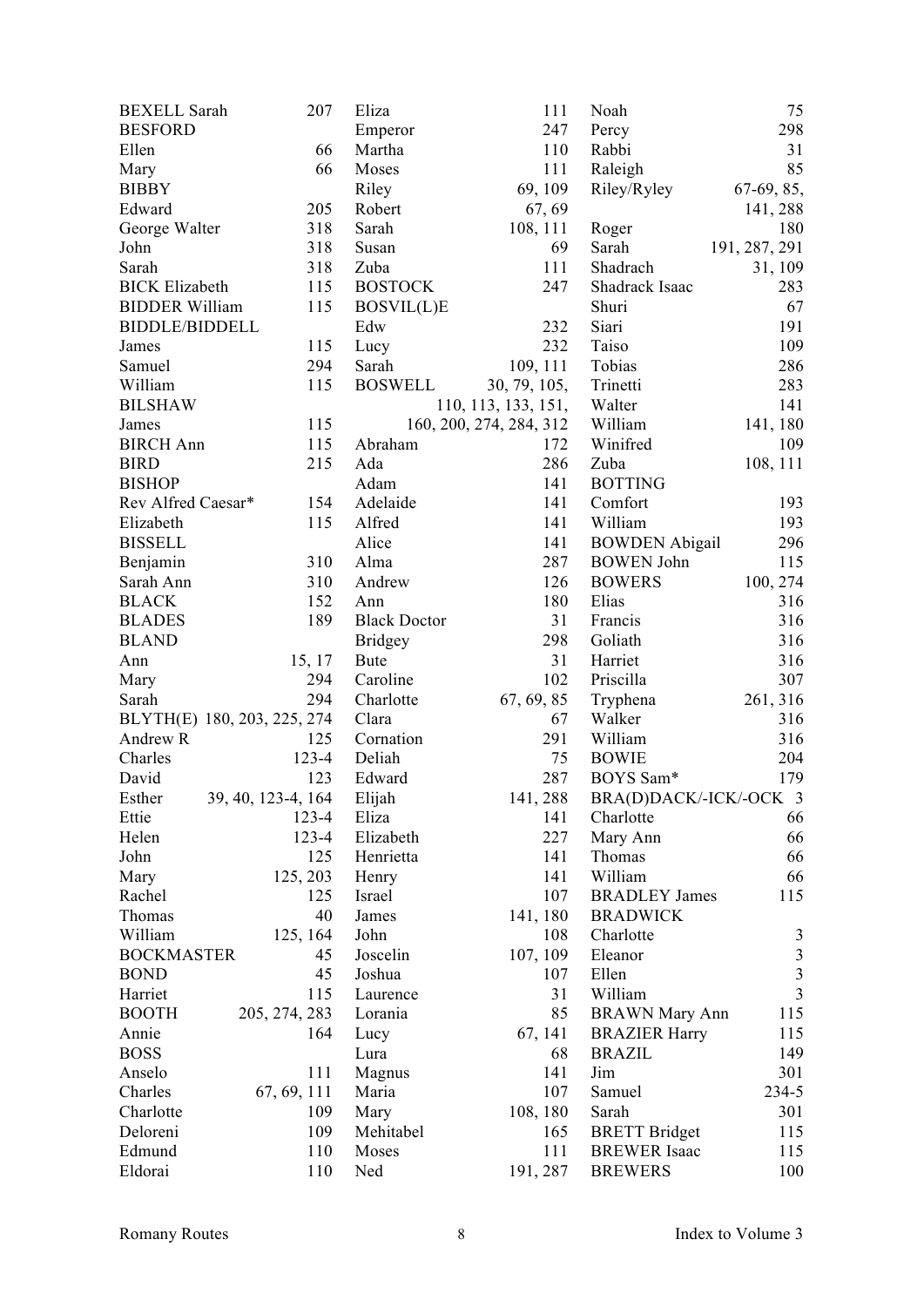BEXELL Sarah 207
BESFORD
Ellen 66
Mary 66
BIBBY
Edward 205
George Walter 318
John 318
Sarah 318
BICK Elizabeth 115
BIDDER William 115
BIDDLE/BIDDELL
James 115
Samuel 294
William 115
BILSHAW
James 115
BIRCH Ann 115
BIRD 215
BISHOP
Rev Alfred Caesar* 154
Elizabeth 115
BISSELL
Benjamin 310
Sarah Ann 310
BLACK 152
BLADES 189
BLAND
Ann 15, 17
Mary 294
Sarah 294
BLYTH(E) 180, 203, 225, 274
Andrew R 125
Charles 123-4
David 123
Esther 39, 40, 123-4, 164
Ettie 123-4
Helen 123-4
John 125
Mary 125, 203
Rachel 125
Thomas 40
William 125, 164
BOCKMASTER 45
BOND 45
Harriet 115
BOOTH 205, 274, 283
Annie 164
BOSS
Anselo 111
Charles 67, 69, 111
Charlotte 109
Deloreni 109
Edmund 110
Eldorai 110
Eliza 111
Emperor 247
Martha 110
Moses 111
Riley 69, 109
Robert 67, 69
Sarah 108, 111
Susan 69
Zuba 111
BOSTOCK 247
BOSVIL(L)E
Edw 232
Lucy 232
Sarah 109, 111
BOSWELL 30, 79, 105, 110, 113, 133, 151, 160, 200, 274, 284, 312
Abraham 172
Ada 286
Adam 141
Adelaide 141
Alfred 141
Alice 141
Alma 287
Andrew 126
Ann 180
Black Doctor 31
Bridgey 298
Bute 31
Caroline 102
Charlotte 67, 69, 85
Clara 67
Cornation 291
Deliah 75
Edward 287
Elijah 141, 288
Eliza 141
Elizabeth 227
Henrietta 141
Henry 141
Israel 107
James 141, 180
John 108
Joscelin 107, 109
Joshua 107
Laurence 31
Lorania 85
Lucy 67, 141
Lura 68
Magnus 141
Maria 107
Mary 108, 180
Mehitabel 165
Moses 111
Ned 191, 287
Noah 75
Percy 298
Rabbi 31
Raleigh 85
Riley/Ryley 67-69, 85, 141, 288
Roger 180
Sarah 191, 287, 291
Shadrach 31, 109
Shadrack Isaac 283
Shuri 67
Siari 191
Taiso 109
Tobias 286
Trinetti 283
Walter 141
William 141, 180
Winifred 109
Zuba 108, 111
BOTTING
Comfort 193
William 193
BOWDEN Abigail 296
BOWEN John 115
BOWERS 100, 274
Elias 316
Francis 316
Goliath 316
Harriet 316
Priscilla 307
Tryphena 261, 316
Walker 316
William 316
BOWIE 204
BOYS Sam* 179
BRA(D)DACK/-ICK/-OCK 3
Charlotte 66
Mary Ann 66
Thomas 66
William 66
BRADLEY James 115
BRADWICK
Charlotte 3
Eleanor 3
Ellen 3
William 3
BRAWN Mary Ann 115
BRAZIER Harry 115
BRAZIL 149
Jim 301
Samuel 234-5
Sarah 301
BRETT Bridget 115
BREWER Isaac 115
BREWERS 100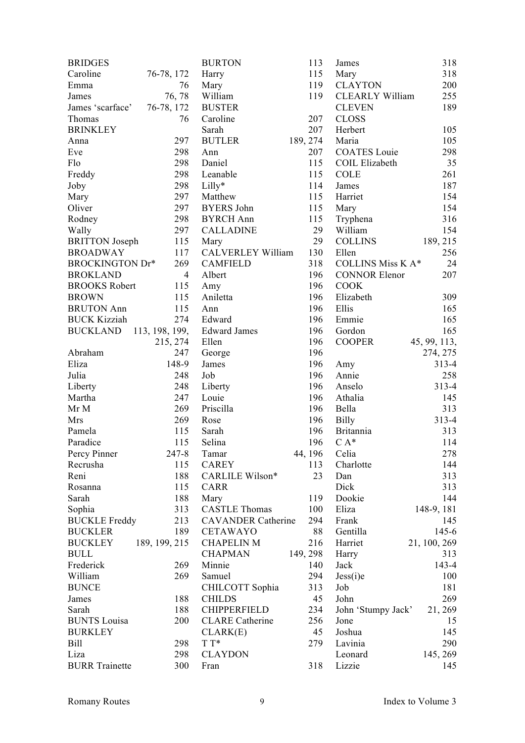| | |
|---|---|
| BRIDGES | |
| Caroline | 76-78, 172 |
| Emma | 76 |
| James | 76, 78 |
| James 'scarface' | 76-78, 172 |
| Thomas | 76 |
| BRINKLEY | |
| Anna | 297 |
| Eve | 298 |
| Flo | 298 |
| Freddy | 298 |
| Joby | 298 |
| Mary | 297 |
| Oliver | 297 |
| Rodney | 298 |
| Wally | 297 |
| BRITTON Joseph | 115 |
| BROADWAY | 117 |
| BROCKINGTON Dr* | 269 |
| BROKLAND | 4 |
| BROOKS Robert | 115 |
| BROWN | 115 |
| BRUTON Ann | 115 |
| BUCK Kizziah | 274 |
| BUCKLAND | 113, 198, 199, 215, 274 |
| Abraham | 247 |
| Eliza | 148-9 |
| Julia | 248 |
| Liberty | 248 |
| Martha | 247 |
| Mr M | 269 |
| Mrs | 269 |
| Pamela | 115 |
| Paradice | 115 |
| Percy Pinner | 247-8 |
| Recrusha | 115 |
| Reni | 188 |
| Rosanna | 115 |
| Sarah | 188 |
| Sophia | 313 |
| BUCKLE Freddy | 213 |
| BUCKLER | 189 |
| BUCKLEY | 189, 199, 215 |
| BULL | |
| Frederick | 269 |
| William | 269 |
| BUNCE | |
| James | 188 |
| Sarah | 188 |
| BUNTS Louisa | 200 |
| BURKLEY | |
| Bill | 298 |
| Liza | 298 |
| BURR Trainette | 300 |
| BURTON | 113 |
| Harry | 115 |
| Mary | 119 |
| William | 119 |
| BUSTER | |
| Caroline | 207 |
| Sarah | 207 |
| BUTLER | 189, 274 |
| Ann | 207 |
| Daniel | 115 |
| Leanable | 115 |
| Lilly* | 114 |
| Matthew | 115 |
| BYERS John | 115 |
| BYRCH Ann | 115 |
| CALLADINE | 29 |
| Mary | 29 |
| CALVERLEY William | 130 |
| CAMFIELD | 318 |
| Albert | 196 |
| Amy | 196 |
| Aniletta | 196 |
| Ann | 196 |
| Edward | 196 |
| Edward James | 196 |
| Ellen | 196 |
| George | 196 |
| James | 196 |
| Job | 196 |
| Liberty | 196 |
| Louie | 196 |
| Priscilla | 196 |
| Rose | 196 |
| Sarah | 196 |
| Selina | 196 |
| Tamar | 44, 196 |
| CAREY | 113 |
| CARLILE Wilson* | 23 |
| CARR | |
| Mary | 119 |
| CASTLE Thomas | 100 |
| CAVANDER Catherine | 294 |
| CETAWAYO | 88 |
| CHAPELIN M | 216 |
| CHAPMAN | 149, 298 |
| Minnie | 140 |
| Samuel | 294 |
| CHILCOTT Sophia | 313 |
| CHILDS | 45 |
| CHIPPERFIELD | 234 |
| CLARE Catherine | 256 |
| CLARK(E) | 45 |
| T T* | 279 |
| CLAYDON | |
| Fran | 318 |
| James | 318 |
| Mary | 318 |
| CLAYTON | 200 |
| CLEARLY William | 255 |
| CLEVEN | 189 |
| CLOSS | |
| Herbert | 105 |
| Maria | 105 |
| COATES Louie | 298 |
| COIL Elizabeth | 35 |
| COLE | 261 |
| James | 187 |
| Harriet | 154 |
| Mary | 154 |
| Tryphena | 316 |
| William | 154 |
| COLLINS | 189, 215 |
| Ellen | 256 |
| COLLINS Miss K A* | 24 |
| CONNOR Elenor | 207 |
| COOK | |
| Elizabeth | 309 |
| Ellis | 165 |
| Emmie | 165 |
| Gordon | 165 |
| COOPER | 45, 99, 113, 274, 275 |
| Amy | 313-4 |
| Annie | 258 |
| Anselo | 313-4 |
| Athalia | 145 |
| Bella | 313 |
| Billy | 313-4 |
| Britannia | 313 |
| C A* | 114 |
| Celia | 278 |
| Charlotte | 144 |
| Dan | 313 |
| Dick | 313 |
| Dookie | 144 |
| Eliza | 148-9, 181 |
| Frank | 145 |
| Gentilla | 145-6 |
| Harriet | 21, 100, 269 |
| Harry | 313 |
| Jack | 143-4 |
| Jess(i)e | 100 |
| Job | 181 |
| John | 269 |
| John 'Stumpy Jack' | 21, 269 |
| Jone | 15 |
| Joshua | 145 |
| Lavinia | 290 |
| Leonard | 145, 269 |
| Lizzie | 145 |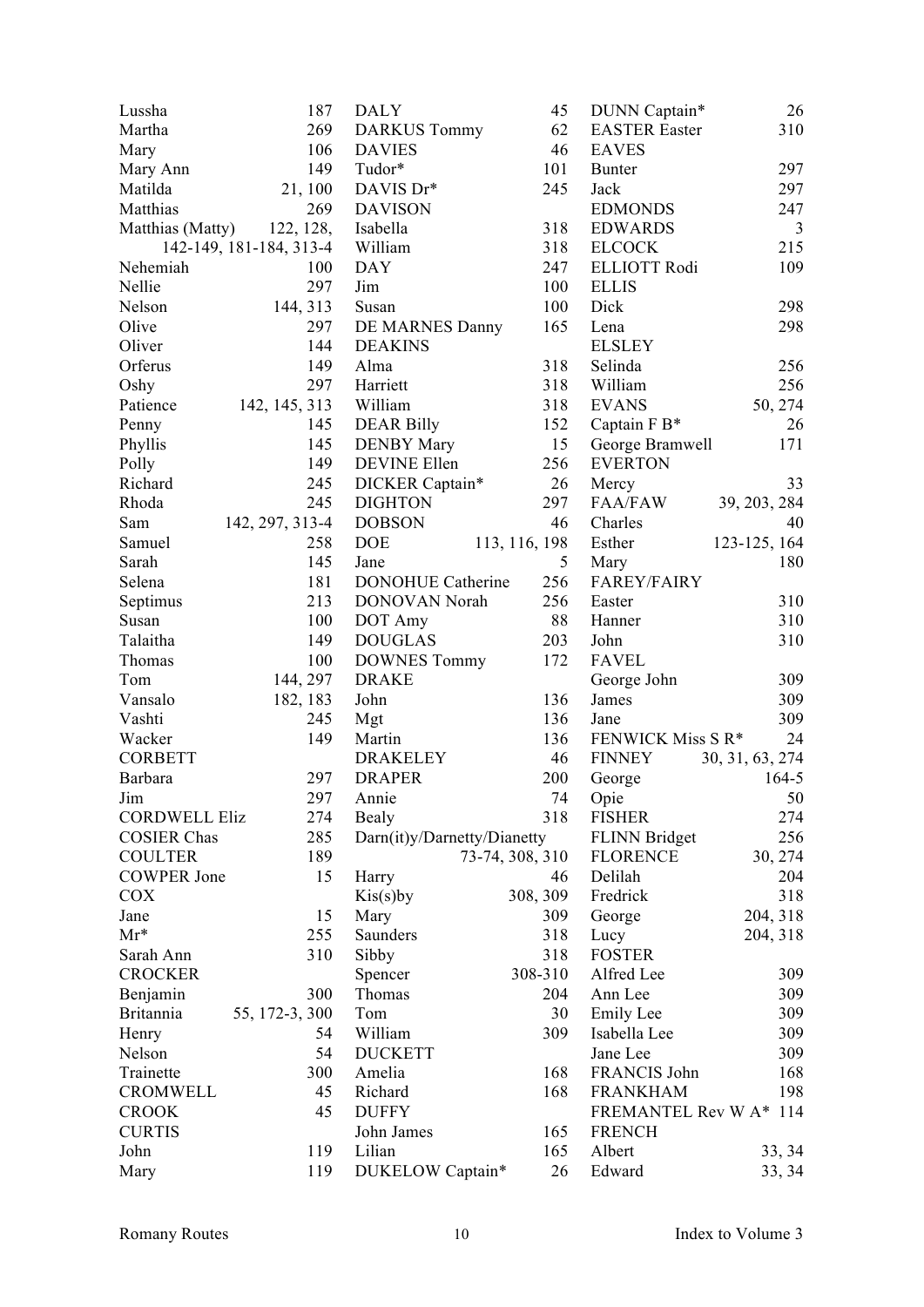Lussha 187
Martha 269
Mary 106
Mary Ann 149
Matilda 21, 100
Matthias 269
Matthias (Matty) 122, 128, 142-149, 181-184, 313-4
Nehemiah 100
Nellie 297
Nelson 144, 313
Olive 297
Oliver 144
Orferus 149
Oshy 297
Patience 142, 145, 313
Penny 145
Phyllis 145
Polly 149
Richard 245
Rhoda 245
Sam 142, 297, 313-4
Samuel 258
Sarah 145
Selena 181
Septimus 213
Susan 100
Talaitha 149
Thomas 100
Tom 144, 297
Vansalo 182, 183
Vashti 245
Wacker 149
CORBETT
Barbara 297
Jim 297
CORDWELL Eliz 274
COSIER Chas 285
COULTER 189
COWPER Jone 15
COX
Jane 15
Mr* 255
Sarah Ann 310
CROCKER
Benjamin 300
Britannia 55, 172-3, 300
Henry 54
Nelson 54
Trainette 300
CROMWELL 45
CROOK 45
CURTIS
John 119
Mary 119

DALY 45
DARKUS Tommy 62
DAVIES 46
Tudor* 101
DAVIS Dr* 245
DAVISON
Isabella 318
William 318
DAY 247
Jim 100
Susan 100
DE MARNES Danny 165
DEAKINS
Alma 318
Harriett 318
William 318
DEAR Billy 152
DENBY Mary 15
DEVINE Ellen 256
DICKER Captain* 26
DIGHTON 297
DOBSON 46
DOE 113, 116, 198
Jane 5
DONOHUE Catherine 256
DONOVAN Norah 256
DOT Amy 88
DOUGLAS 203
DOWNES Tommy 172
DRAKE
John 136
Mgt 136
Martin 136
DRAKELEY 46
DRAPER 200
Annie 74
Bealy 318
Darn(it)y/Darnetty/Dianetty 73-74, 308, 310
Harry 46
Kis(s)by 308, 309
Mary 309
Saunders 318
Sibby 318
Spencer 308-310
Thomas 204
Tom 30
William 309
DUCKETT
Amelia 168
Richard 168
DUFFY
John James 165
Lilian 165
DUKELOW Captain* 26

DUNN Captain* 26
EASTER Easter 310
EAVES
Bunter 297
Jack 297
EDMONDS 247
EDWARDS 3
ELCOCK 215
ELLIOTT Rodi 109
ELLIS
Dick 298
Lena 298
ELSLEY
Selinda 256
William 256
EVANS 50, 274
Captain F B* 26
George Bramwell 171
EVERTON
Mercy 33
FAA/FAW 39, 203, 284
Charles 40
Esther 123-125, 164
Mary 180
FAREY/FAIRY
Easter 310
Hanner 310
John 310
FAVEL
George John 309
James 309
Jane 309
FENWICK Miss S R* 24
FINNEY 30, 31, 63, 274
George 164-5
Opie 50
FISHER 274
FLINN Bridget 256
FLORENCE 30, 274
Delilah 204
Fredrick 318
George 204, 318
Lucy 204, 318
FOSTER
Alfred Lee 309
Ann Lee 309
Emily Lee 309
Isabella Lee 309
Jane Lee 309
FRANCIS John 168
FRANKHAM 198
FREMANTEL Rev W A* 114
FRENCH
Albert 33, 34
Edward 33, 34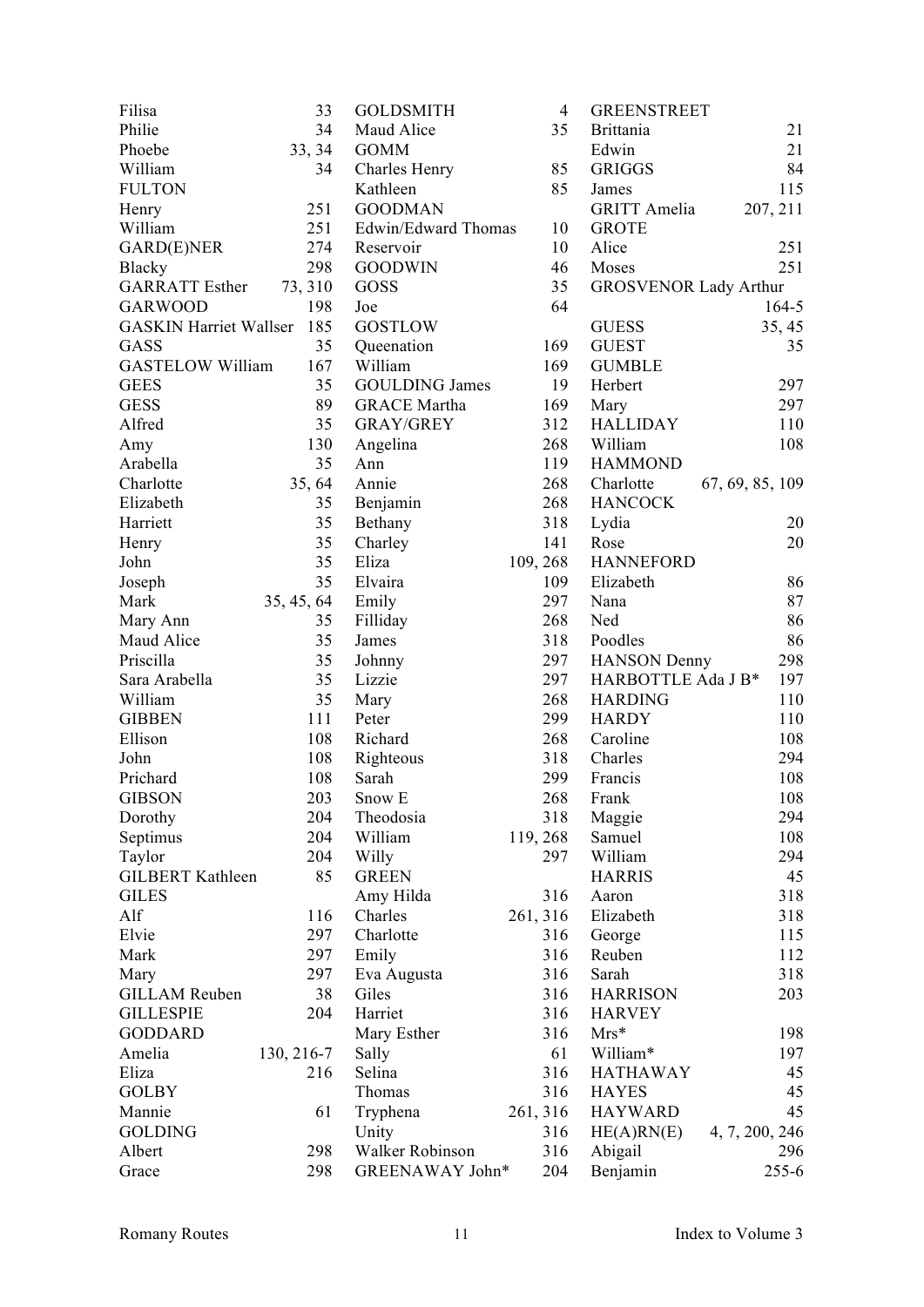Filisa 33
Philie 34
Phoebe 33, 34
William 34
FULTON
Henry 251
William 251
GARD(E)NER 274
Blacky 298
GARRATT Esther 73, 310
GARWOOD 198
GASKIN Harriet Wallser 185
GASS 35
GASTELOW William 167
GEES 35
GESS 89
Alfred 35
Amy 130
Arabella 35
Charlotte 35, 64
Elizabeth 35
Harriett 35
Henry 35
John 35
Joseph 35
Mark 35, 45, 64
Mary Ann 35
Maud Alice 35
Priscilla 35
Sara Arabella 35
William 35
GIBBEN 111
Ellison 108
John 108
Prichard 108
GIBSON 203
Dorothy 204
Septimus 204
Taylor 204
GILBERT Kathleen 85
GILES
Alf 116
Elvie 297
Mark 297
Mary 297
GILLAM Reuben 38
GILLESPIE 204
GODDARD
Amelia 130, 216-7
Eliza 216
GOLBY
Mannie 61
GOLDING
Albert 298
Grace 298
GOLDSMITH 4
Maud Alice 35
GOMM
Charles Henry 85
Kathleen 85
GOODMAN
Edwin/Edward Thomas 10
Reservoir 10
GOODWIN 46
GOSS 35
Joe 64
GOSTLOW
Queenation 169
William 169
GOULDING James 19
GRACE Martha 169
GRAY/GREY 312
Angelina 268
Ann 119
Annie 268
Benjamin 268
Bethany 318
Charley 141
Eliza 109, 268
Elvaira 109
Emily 297
Filliday 268
James 318
Johnny 297
Lizzie 297
Mary 268
Peter 299
Richard 268
Righteous 318
Sarah 299
Snow E 268
Theodosia 318
William 119, 268
Willy 297
GREEN
Amy Hilda 316
Charles 261, 316
Charlotte 316
Emily 316
Eva Augusta 316
Giles 316
Harriet 316
Mary Esther 316
Sally 61
Selina 316
Thomas 316
Tryphena 261, 316
Unity 316
Walker Robinson 316
GREENAWAY John* 204
GREENSTREET
Brittania 21
Edwin 21
GRIGGS 84
James 115
GRITT Amelia 207, 211
GROTE
Alice 251
Moses 251
GROSVENOR Lady Arthur 164-5
GUESS 35, 45
GUEST 35
GUMBLE
Herbert 297
Mary 297
HALLIDAY 110
William 108
HAMMOND
Charlotte 67, 69, 85, 109
HANCOCK
Lydia 20
Rose 20
HANNEFORD
Elizabeth 86
Nana 87
Ned 86
Poodles 86
HANSON Denny 298
HARBOTTLE Ada J B* 197
HARDING 110
HARDY 110
Caroline 108
Charles 294
Francis 108
Frank 108
Maggie 294
Samuel 108
William 294
HARRIS 45
Aaron 318
Elizabeth 318
George 115
Reuben 112
Sarah 318
HARRISON 203
HARVEY
Mrs* 198
William* 197
HATHAWAY 45
HAYES 45
HAYWARD 45
HE(A)RN(E) 4, 7, 200, 246
Abigail 296
Benjamin 255-6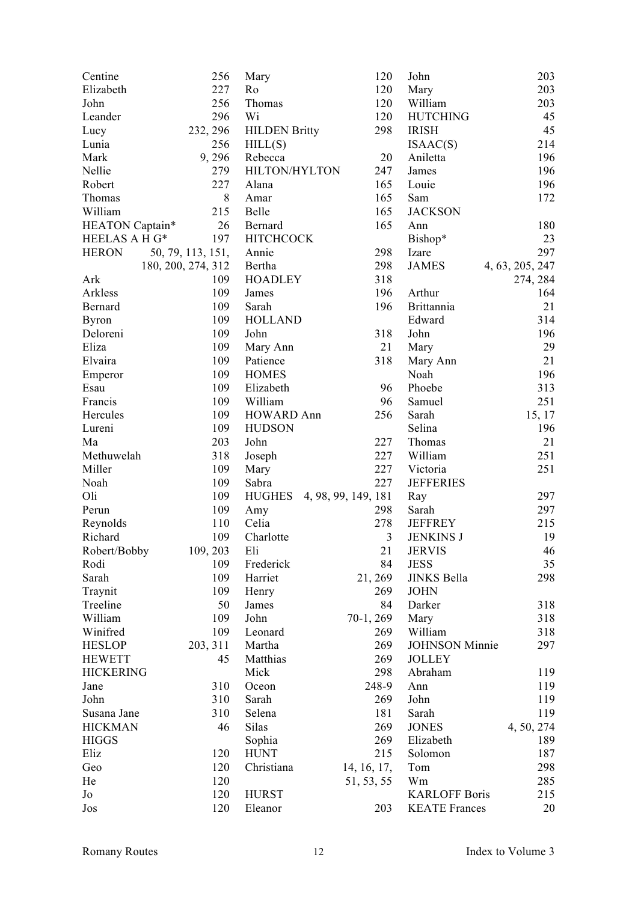Centine 256
Elizabeth 227
John 256
Leander 296
Lucy 232, 296
Lunia 256
Mark 9, 296
Nellie 279
Robert 227
Thomas 8
William 215
HEATON Captain* 26
HEELAS A H G* 197
HERON 50, 79, 113, 151, 180, 200, 274, 312
Ark 109
Arkless 109
Bernard 109
Byron 109
Deloreni 109
Eliza 109
Elvaira 109
Emperor 109
Esau 109
Francis 109
Hercules 109
Lureni 109
Ma 203
Methuwelah 318
Miller 109
Noah 109
Oli 109
Perun 109
Reynolds 110
Richard 109
Robert/Bobby 109, 203
Rodi 109
Sarah 109
Traynit 109
Treeline 50
William 109
Winifred 109
HESLOP 203, 311
HEWETT 45
HICKERING
Jane 310
John 310
Susana Jane 310
HICKMAN 46
HIGGS
Eliz 120
Geo 120
He 120
Jo 120
Jos 120
Mary 120
Ro 120
Thomas 120
Wi 120
HILDEN Britty 298
HILL(S)
Rebecca 20
HILTON/HYLTON 247
Alana 165
Amar 165
Belle 165
Bernard 165
HITCHCOCK
Annie 298
Bertha 298
HOADLEY 318
James 196
Sarah 196
HOLLAND
John 318
Mary Ann 21
Patience 318
HOMES
Elizabeth 96
William 96
HOWARD Ann 256
HUDSON
John 227
Joseph 227
Mary 227
Sabra 227
HUGHES 4, 98, 99, 149, 181
Amy 298
Celia 278
Charlotte 3
Eli 21
Frederick 84
Harriet 21, 269
Henry 269
James 84
John 70-1, 269
Leonard 269
Martha 269
Matthias 269
Mick 298
Oceon 248-9
Sarah 269
Selena 181
Silas 269
Sophia 269
HUNT 215
Christiana 14, 16, 17, 51, 53, 55
HURST
Eleanor 203
John 203
Mary 203
William 203
HUTCHING 45
IRISH 45
ISAAC(S) 214
Aniletta 196
James 196
Louie 196
Sam 172
JACKSON
Ann 180
Bishop* 23
Izare 297
JAMES 4, 63, 205, 247, 274, 284
Arthur 164
Brittannia 21
Edward 314
John 196
Mary 29
Mary Ann 21
Noah 196
Phoebe 313
Samuel 251
Sarah 15, 17
Selina 196
Thomas 21
William 251
Victoria 251
JEFFERIES
Ray 297
Sarah 297
JEFFREY 215
JENKINS J 19
JERVIS 46
JESS 35
JINKS Bella 298
JOHN
Darker 318
Mary 318
William 318
JOHNSON Minnie 297
JOLLEY
Abraham 119
Ann 119
John 119
Sarah 119
JONES 4, 50, 274
Elizabeth 189
Solomon 187
Tom 298
Wm 285
KARLOFF Boris 215
KEATE Frances 20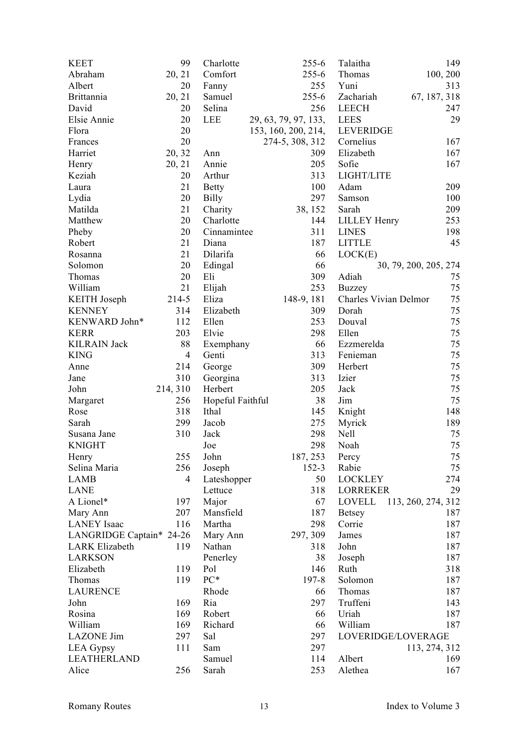KEET 99
Abraham 20, 21
Albert 20
Brittannia 20, 21
David 20
Elsie Annie 20
Flora 20
Frances 20
Harriet 20, 32
Henry 20, 21
Keziah 20
Laura 21
Lydia 20
Matilda 21
Matthew 20
Pheby 20
Robert 21
Rosanna 21
Solomon 20
Thomas 20
William 21
KEITH Joseph 214-5
KENNEY 314
KENWARD John* 112
KERR 203
KILRAIN Jack 88
KING 4
Anne 214
Jane 310
John 214, 310
Margaret 256
Rose 318
Sarah 299
Susana Jane 310
KNIGHT
Henry 255
Selina Maria 256
LAMB 4
LANE
A Lionel* 197
Mary Ann 207
LANEY Isaac 116
LANGRIDGE Captain* 24-26
LARK Elizabeth 119
LARKSON
Elizabeth 119
Thomas 119
LAURENCE
John 169
Rosina 169
William 169
LAZONE Jim 297
LEA Gypsy 111
LEATHERLAND
Alice 256
Charlotte 255-6
Comfort 255-6
Fanny 255
Samuel 255-6
Selina 256
LEE 29, 63, 79, 97, 133, 153, 160, 200, 214, 274-5, 308, 312
Ann 309
Annie 205
Arthur 313
Betty 100
Billy 297
Charity 38, 152
Charlotte 144
Cinnamintee 311
Diana 187
Dilarifa 66
Edingal 66
Eli 309
Elijah 253
Eliza 148-9, 181
Elizabeth 309
Ellen 253
Elvie 298
Exemphany 66
Genti 313
George 309
Georgina 313
Herbert 205
Hopeful Faithful 38
Ithal 145
Jacob 275
Jack 298
Joe 298
John 187, 253
Joseph 152-3
Lateshopper 50
Lettuce 318
Major 67
Mansfield 187
Martha 298
Mary Ann 297, 309
Nathan 318
Penerley 38
Pol 146
PC* 197-8
Rhode 66
Ria 297
Robert 66
Richard 66
Sal 297
Sam 297
Samuel 114
Sarah 253
Talaitha 149
Thomas 100, 200
Yuni 313
Zachariah 67, 187, 318
LEECH 247
LEES 29
LEVERIDGE
Cornelius 167
Elizabeth 167
Sofie 167
LIGHT/LITE
Adam 209
Samson 100
Sarah 209
LILLEY Henry 253
LINES 198
LITTLE 45
LOCK(E) 30, 79, 200, 205, 274
Adiah 75
Buzzey 75
Charles Vivian Delmor 75
Dorah 75
Douval 75
Ellen 75
Ezzmerelda 75
Fenieman 75
Herbert 75
Izier 75
Jack 75
Jim 75
Knight 148
Myrick 189
Nell 75
Noah 75
Percy 75
Rabie 75
LOCKLEY 274
LORREKER 29
LOVELL 113, 260, 274, 312
Betsey 187
Corrie 187
James 187
John 187
Joseph 187
Ruth 318
Solomon 187
Thomas 187
Truffeni 143
Uriah 187
William 187
LOVERIDGE/LOVERAGE 113, 274, 312
Albert 169
Alethea 167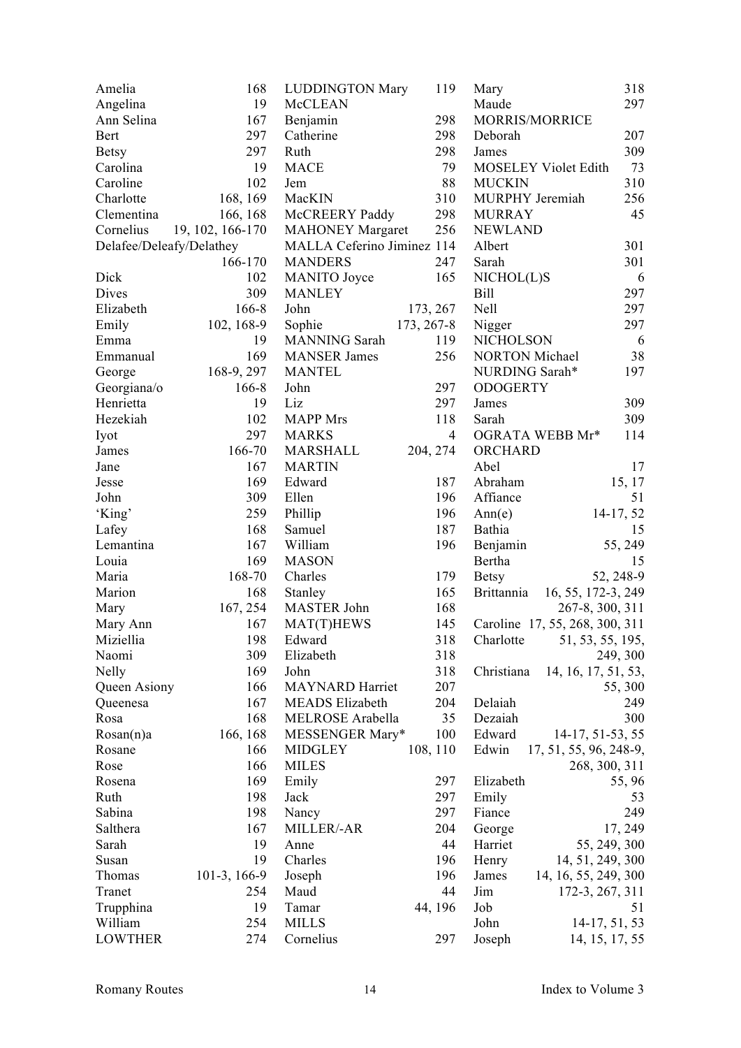Amelia 168
Angelina 19
Ann Selina 167
Bert 297
Betsy 297
Carolina 19
Caroline 102
Charlotte 168, 169
Clementina 166, 168
Cornelius 19, 102, 166-170
Delafee/Deleafy/Delathey 166-170
Dick 102
Dives 309
Elizabeth 166-8
Emily 102, 168-9
Emma 19
Emmanual 169
George 168-9, 297
Georgiana/o 166-8
Henrietta 19
Hezekiah 102
Iyot 297
James 166-70
Jane 167
Jesse 169
John 309
'King' 259
Lafey 168
Lemantina 167
Louia 169
Maria 168-70
Marion 168
Mary 167, 254
Mary Ann 167
Miziellia 198
Naomi 309
Nelly 169
Queen Asiony 166
Queenesa 167
Rosa 168
Rosan(n)a 166, 168
Rosane 166
Rose 166
Rosena 169
Ruth 198
Sabina 198
Salthera 167
Sarah 19
Susan 19
Thomas 101-3, 166-9
Tranet 254
Trupphina 19
William 254
LOWTHER 274

LUDDINGTON Mary 119
McCLEAN
Benjamin 298
Catherine 298
Ruth 298
MACE 79
Jem 88
MacKIN 310
McCREERY Paddy 298
MAHONEY Margaret 256
MALLA Ceferino Jiminez 114
MANDERS 247
MANITO Joyce 165
MANLEY
John 173, 267
Sophie 173, 267-8
MANNING Sarah 119
MANSER James 256
MANTEL
John 297
Liz 297
MAPP Mrs 118
MARKS 4
MARSHALL 204, 274
MARTIN
Edward 187
Ellen 196
Phillip 196
Samuel 187
William 196
MASON
Charles 179
Stanley 165
MASTER John 168
MAT(T)HEWS 145
Edward 318
Elizabeth 318
John 318
MAYNARD Harriet 207
MEADS Elizabeth 204
MELROSE Arabella 35
MESSENGER Mary* 100
MIDGLEY 108, 110
MILES
Emily 297
Jack 297
Nancy 297
MILLER/-AR 204
Anne 44
Charles 196
Joseph 196
Maud 44
Tamar 44, 196
MILLS
Cornelius 297

Mary 318
Maude 297
MORRIS/MORRICE
Deborah 207
James 309
MOSELEY Violet Edith 73
MUCKIN 310
MURPHY Jeremiah 256
MURRAY 45
NEWLAND
Albert 301
Sarah 301
NICHOL(L)S 6
Bill 297
Nell 297
Nigger 297
NICHOLSON 6
NORTON Michael 38
NURDING Sarah* 197
ODOGERTY
James 309
Sarah 309
OGRATA WEBB Mr* 114
ORCHARD
Abel 17
Abraham 15, 17
Affiance 51
Ann(e) 14-17, 52
Bathia 15
Benjamin 55, 249
Bertha 15
Betsy 52, 248-9
Brittannia 16, 55, 172-3, 249, 267-8, 300, 311
Caroline 17, 55, 268, 300, 311
Charlotte 51, 53, 55, 195, 249, 300
Christiana 14, 16, 17, 51, 53, 55, 300
Delaiah 249
Dezaiah 300
Edward 14-17, 51-53, 55
Edwin 17, 51, 55, 96, 248-9, 268, 300, 311
Elizabeth 55, 96
Emily 53
Fiance 249
George 17, 249
Harriet 55, 249, 300
Henry 14, 51, 249, 300
James 14, 16, 55, 249, 300
Jim 172-3, 267, 311
Job 51
John 14-17, 51, 53
Joseph 14, 15, 17, 55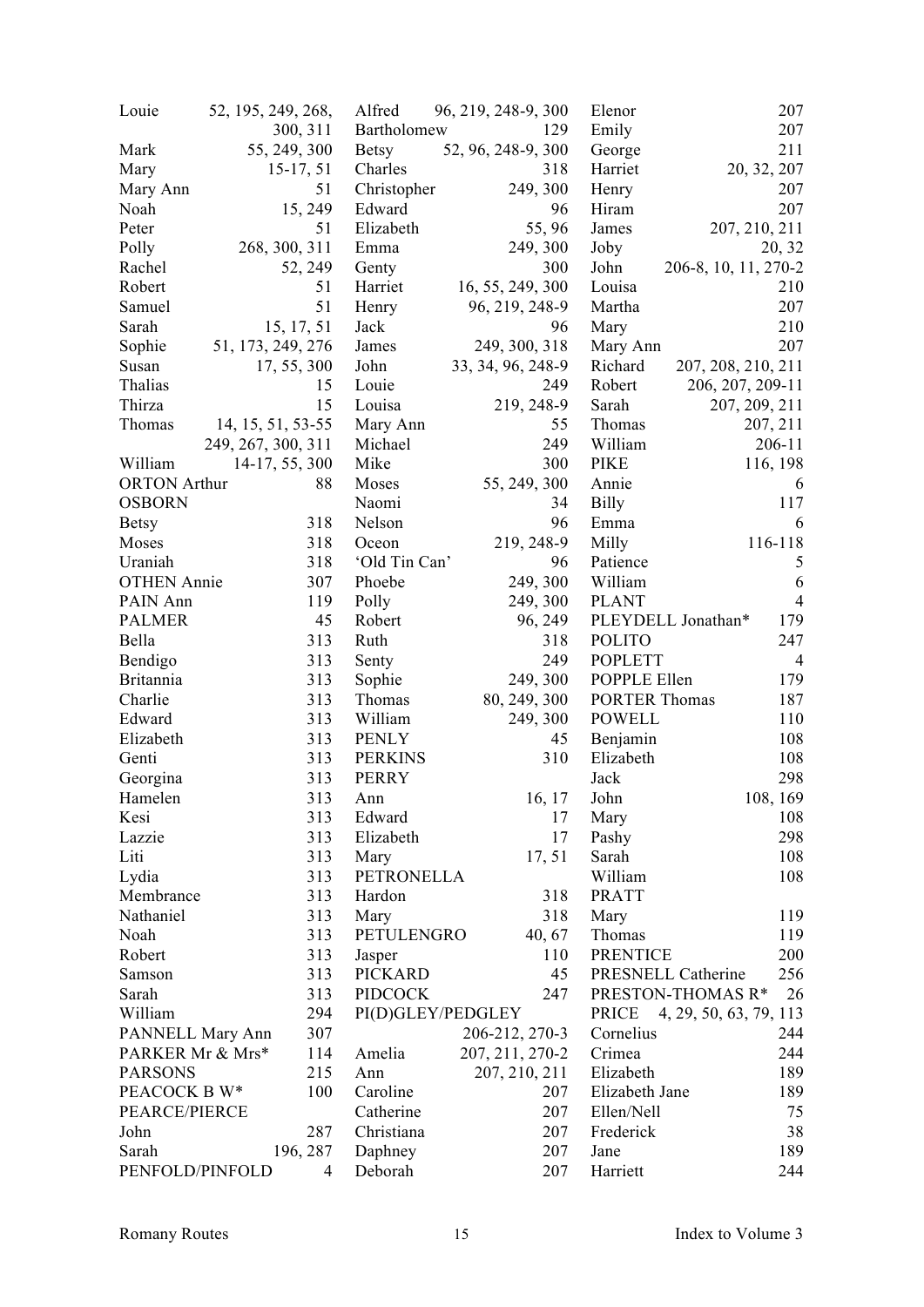Louie 52, 195, 249, 268, 300, 311
Mark 55, 249, 300
Mary 15-17, 51
Mary Ann 51
Noah 15, 249
Peter 51
Polly 268, 300, 311
Rachel 52, 249
Robert 51
Samuel 51
Sarah 15, 17, 51
Sophie 51, 173, 249, 276
Susan 17, 55, 300
Thalias 15
Thirza 15
Thomas 14, 15, 51, 53-55 249, 267, 300, 311
William 14-17, 55, 300
ORTON Arthur 88
OSBORN
Betsy 318
Moses 318
Uraniah 318
OTHEN Annie 307
PAIN Ann 119
PALMER 45
Bella 313
Bendigo 313
Britannia 313
Charlie 313
Edward 313
Elizabeth 313
Genti 313
Georgina 313
Hamelen 313
Kesi 313
Lazzie 313
Liti 313
Lydia 313
Membrance 313
Nathaniel 313
Noah 313
Robert 313
Samson 313
Sarah 313
William 294
PANNELL Mary Ann 307
PARKER Mr & Mrs* 114
PARSONS 215
PEACOCK B W* 100
PEARCE/PIERCE
John 287
Sarah 196, 287
PENFOLD/PINFOLD 4

Alfred 96, 219, 248-9, 300
Bartholomew 129
Betsy 52, 96, 248-9, 300
Charles 318
Christopher 249, 300
Edward 96
Elizabeth 55, 96
Emma 249, 300
Genty 300
Harriet 16, 55, 249, 300
Henry 96, 219, 248-9
Jack 96
James 249, 300, 318
John 33, 34, 96, 248-9
Louie 249
Louisa 219, 248-9
Mary Ann 55
Michael 249
Mike 300
Moses 55, 249, 300
Naomi 34
Nelson 96
Oceon 219, 248-9
'Old Tin Can' 96
Phoebe 249, 300
Polly 249, 300
Robert 96, 249
Ruth 318
Senty 249
Sophie 249, 300
Thomas 80, 249, 300
William 249, 300
PENLY 45
PERKINS 310
PERRY
Ann 16, 17
Edward 17
Elizabeth 17
Mary 17, 51
PETRONELLA
Hardon 318
Mary 318
PETULENGRO 40, 67
Jasper 110
PICKARD 45
PIDCOCK 247
PI(D)GLEY/PEDGLEY 206-212, 270-3
Amelia 207, 211, 270-2
Ann 207, 210, 211
Caroline 207
Catherine 207
Christiana 207
Daphney 207
Deborah 207

Elenor 207
Emily 207
George 211
Harriet 20, 32, 207
Henry 207
Hiram 207
James 207, 210, 211
Joby 20, 32
John 206-8, 10, 11, 270-2
Louisa 210
Martha 207
Mary 210
Mary Ann 207
Richard 207, 208, 210, 211
Robert 206, 207, 209-11
Sarah 207, 209, 211
Thomas 207, 211
William 206-11
PIKE 116, 198
Annie 6
Billy 117
Emma 6
Milly 116-118
Patience 5
William 6
PLANT 4
PLEYDELL Jonathan* 179
POLITO 247
POPLETT 4
POPPLE Ellen 179
PORTER Thomas 187
POWELL 110
Benjamin 108
Elizabeth 108
Jack 298
John 108, 169
Mary 108
Pashy 298
Sarah 108
William 108
PRATT
Mary 119
Thomas 119
PRENTICE 200
PRESNELL Catherine 256
PRESTON-THOMAS R* 26
PRICE 4, 29, 50, 63, 79, 113
Cornelius 244
Crimea 244
Elizabeth 189
Elizabeth Jane 189
Ellen/Nell 75
Frederick 38
Jane 189
Harriett 244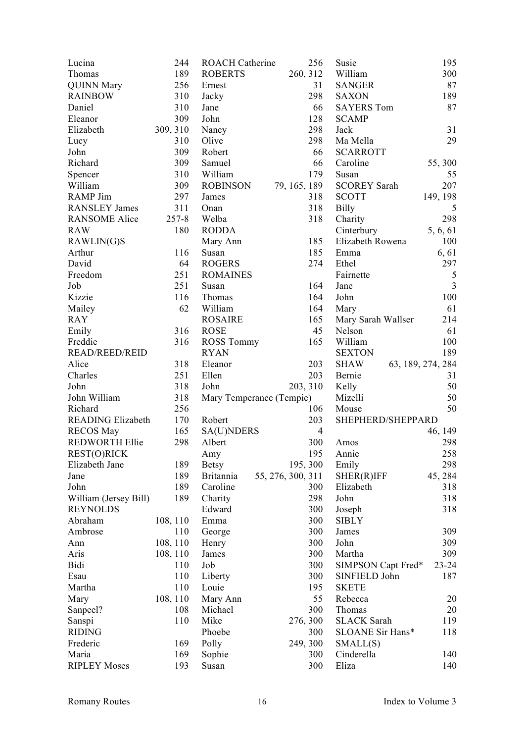Lucina 244
Thomas 189
QUINN Mary 256
RAINBOW 310
Daniel 310
Eleanor 309
Elizabeth 309, 310
Lucy 310
John 309
Richard 309
Spencer 310
William 309
RAMP Jim 297
RANSLEY James 311
RANSOME Alice 257-8
RAW 180
RAWLIN(G)S
Arthur 116
David 64
Freedom 251
Job 251
Kizzie 116
Mailey 62
RAY
Emily 316
Freddie 316
READ/REED/REID
Alice 318
Charles 251
John 318
John William 318
Richard 256
READING Elizabeth 170
RECOS May 165
REDWORTH Ellie 298
REST(O)RICK
Elizabeth Jane 189
Jane 189
John 189
William (Jersey Bill) 189
REYNOLDS
Abraham 108, 110
Ambrose 110
Ann 108, 110
Aris 108, 110
Bidi 110
Esau 110
Martha 110
Mary 108, 110
Sanpeel? 108
Sanspi 110
RIDING
Frederic 169
Maria 169
RIPLEY Moses 193

ROACH Catherine 256
ROBERTS 260, 312
Ernest 31
Jacky 298
Jane 66
John 128
Nancy 298
Olive 298
Robert 66
Samuel 66
William 179
ROBINSON 79, 165, 189
James 318
Onan 318
Welba 318
RODDA
Mary Ann 185
Susan 185
ROGERS 274
ROMAINES
Susan 164
Thomas 164
William 164
ROSAIRE 165
ROSE 45
ROSS Tommy 165
RYAN
Eleanor 203
Ellen 203
John 203, 310
Mary Temperance (Tempie) 106
Robert 203
SA(U)NDERS 4
Albert 300
Amy 195
Betsy 195, 300
Britannia 55, 276, 300, 311
Caroline 300
Charity 298
Edward 300
Emma 300
George 300
Henry 300
James 300
Job 300
Liberty 300
Louie 195
Mary Ann 55
Michael 300
Mike 276, 300
Phoebe 300
Polly 249, 300
Sophie 300
Susan 300

Susie 195
William 300
SANGER 87
SAXON 189
SAYERS Tom 87
SCAMP
Jack 31
Ma Mella 29
SCARROTT
Caroline 55, 300
Susan 55
SCOREY Sarah 207
SCOTT 149, 198
Billy 5
Charity 298
Cinterbury 5, 6, 61
Elizabeth Rowena 100
Emma 6, 61
Ethel 297
Fairnette 5
Jane 3
John 100
Mary 61
Mary Sarah Wallser 214
Nelson 61
William 100
SEXTON 189
SHAW 63, 189, 274, 284
Bernie 31
Kelly 50
Mizelli 50
Mouse 50
SHEPHERD/SHEPPARD 46, 149
Amos 298
Annie 258
Emily 298
SHER(R)IFF 45, 284
Elizabeth 318
John 318
Joseph 318
SIBLY
James 309
John 309
Martha 309
SIMPSON Capt Fred* 23-24
SINFIELD John 187
SKETE
Rebecca 20
Thomas 20
SLACK Sarah 119
SLOANE Sir Hans* 118
SMALL(S)
Cinderella 140
Eliza 140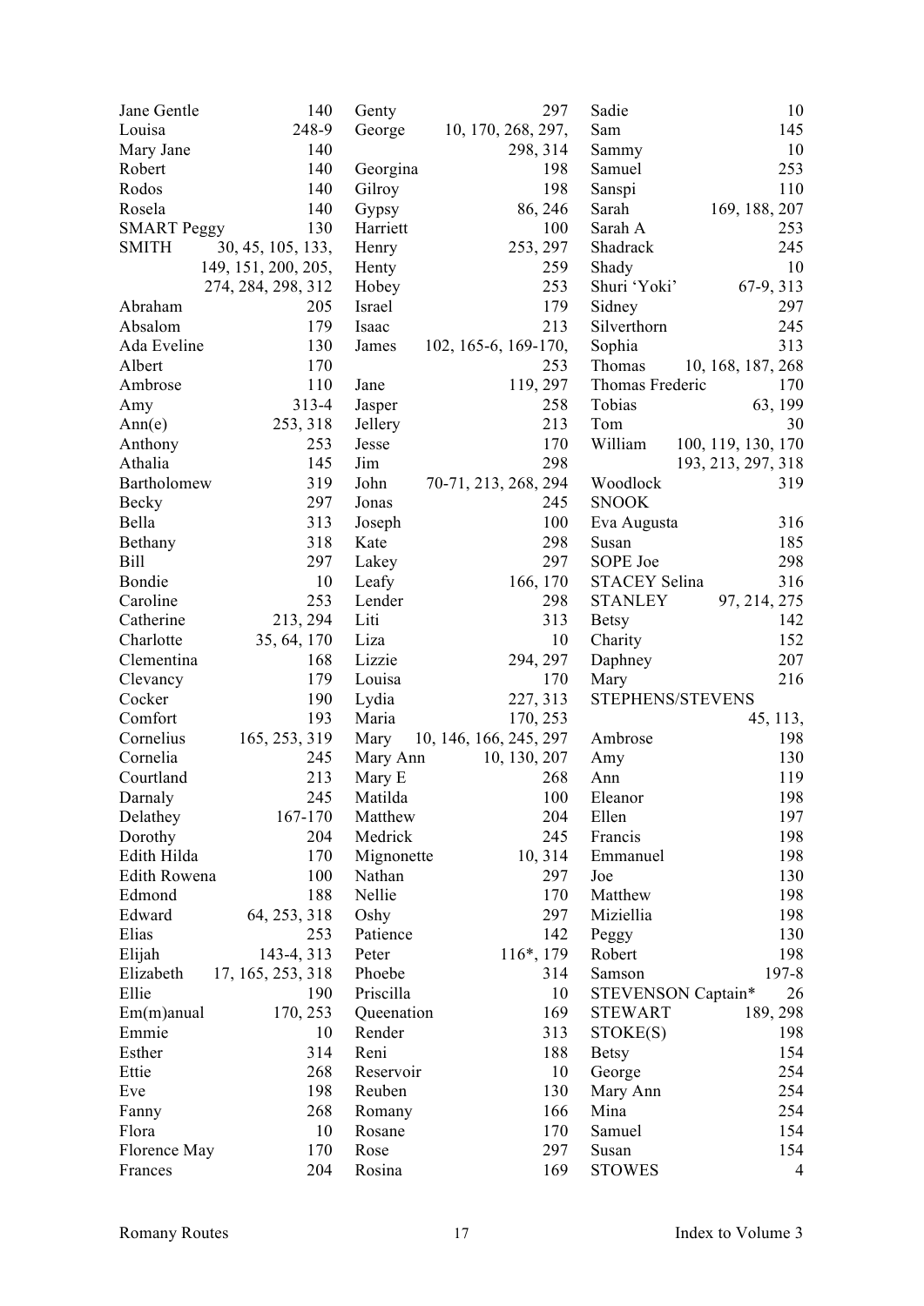Jane Gentle 140
Louisa 248-9
Mary Jane 140
Robert 140
Rodos 140
Rosela 140
SMART Peggy 130
SMITH 30, 45, 105, 133, 149, 151, 200, 205, 274, 284, 298, 312
Abraham 205
Absalom 179
Ada Eveline 130
Albert 170
Ambrose 110
Amy 313-4
Ann(e) 253, 318
Anthony 253
Athalia 145
Bartholomew 319
Becky 297
Bella 313
Bethany 318
Bill 297
Bondie 10
Caroline 253
Catherine 213, 294
Charlotte 35, 64, 170
Clementina 168
Clevancy 179
Cocker 190
Comfort 193
Cornelius 165, 253, 319
Cornelia 245
Courtland 213
Darnaly 245
Delathey 167-170
Dorothy 204
Edith Hilda 170
Edith Rowena 100
Edmond 188
Edward 64, 253, 318
Elias 253
Elijah 143-4, 313
Elizabeth 17, 165, 253, 318
Ellie 190
Em(m)anual 170, 253
Emmie 10
Esther 314
Ettie 268
Eve 198
Fanny 268
Flora 10
Florence May 170
Frances 204
Genty 297
George 10, 170, 268, 297, 298, 314
Georgina 198
Gilroy 198
Gypsy 86, 246
Harriett 100
Henry 253, 297
Henty 259
Hobey 253
Israel 179
Isaac 213
James 102, 165-6, 169-170, 253
Jane 119, 297
Jasper 258
Jellery 213
Jesse 170
Jim 298
John 70-71, 213, 268, 294
Jonas 245
Joseph 100
Kate 298
Lakey 297
Leafy 166, 170
Lender 298
Liti 313
Liza 10
Lizzie 294, 297
Louisa 170
Lydia 227, 313
Maria 170, 253
Mary 10, 146, 166, 245, 297
Mary Ann 10, 130, 207
Mary E 268
Matilda 100
Matthew 204
Medrick 245
Mignonette 10, 314
Nathan 297
Nellie 170
Oshy 297
Patience 142
Peter 116*, 179
Phoebe 314
Priscilla 10
Queenation 169
Render 313
Reni 188
Reservoir 10
Reuben 130
Romany 166
Rosane 170
Rose 297
Rosina 169
Sadie 10
Sam 145
Sammy 10
Samuel 253
Sanspi 110
Sarah 169, 188, 207
Sarah A 253
Shadrack 245
Shady 10
Shuri 'Yoki' 67-9, 313
Sidney 297
Silverthorn 245
Sophia 313
Thomas 10, 168, 187, 268
Thomas Frederic 170
Tobias 63, 199
Tom 30
William 100, 119, 130, 170 193, 213, 297, 318
Woodlock 319
SNOOK
Eva Augusta 316
Susan 185
SOPE Joe 298
STACEY Selina 316
STANLEY 97, 214, 275
Betsy 142
Charity 152
Daphney 207
Mary 216
STEPHENS/STEVENS 45, 113,
Ambrose 198
Amy 130
Ann 119
Eleanor 198
Ellen 197
Francis 198
Emmanuel 198
Joe 130
Matthew 198
Miziellia 198
Peggy 130
Robert 198
Samson 197-8
STEVENSON Captain* 26
STEWART 189, 298
STOKE(S) 198
Betsy 154
George 254
Mary Ann 254
Mina 254
Samuel 154
Susan 154
STOWES 4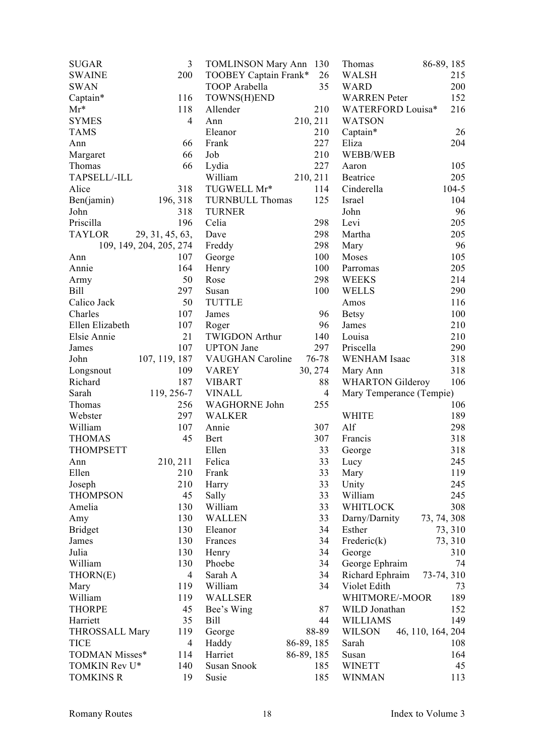SUGAR 3
SWAINE 200
SWAN
Captain* 116
Mr* 118
SYMES 4
TAMS
Ann 66
Margaret 66
Thomas 66
TAPSELL/-ILL
Alice 318
Ben(jamin) 196, 318
John 318
Priscilla 196
TAYLOR 29, 31, 45, 63, 109, 149, 204, 205, 274
Ann 107
Annie 164
Army 50
Bill 297
Calico Jack 50
Charles 107
Ellen Elizabeth 107
Elsie Annie 21
James 107
John 107, 119, 187
Longsnout 109
Richard 187
Sarah 119, 256-7
Thomas 256
Webster 297
William 107
THOMAS 45
THOMPSETT
Ann 210, 211
Ellen 210
Joseph 210
THOMPSON 45
Amelia 130
Amy 130
Bridget 130
James 130
Julia 130
William 130
THORN(E) 4
Mary 119
William 119
THORPE 45
Harriett 35
THROSSALL Mary 119
TICE 4
TODMAN Misses* 114
TOMKIN Rev U* 140
TOMKINS R 19

TOMLINSON Mary Ann 130
TOOBEY Captain Frank* 26
TOOP Arabella 35
TOWNS(H)END
Allender 210
Ann 210, 211
Eleanor 210
Frank 227
Job 210
Lydia 227
William 210, 211
TUGWELL Mr* 114
TURNBULL Thomas 125
TURNER
Celia 298
Dave 298
Freddy 298
George 100
Henry 100
Rose 298
Susan 100
TUTTLE
James 96
Roger 96
TWIGDON Arthur 140
UPTON Jane 297
VAUGHAN Caroline 76-78
VAREY 30, 274
VIBART 88
VINALL 4
WAGHORNE John 255
WALKER
Annie 307
Bert 307
Ellen 33
Felica 33
Frank 33
Harry 33
Sally 33
William 33
WALLEN 33
Eleanor 34
Frances 34
Henry 34
Phoebe 34
Sarah A 34
William 34
WALLSER
Bee's Wing 87
Bill 44
George 88-89
Haddy 86-89, 185
Harriet 86-89, 185
Susan Snook 185
Susie 185

Thomas 86-89, 185
WALSH 215
WARD 200
WARREN Peter 152
WATERFORD Louisa* 216
WATSON
Captain* 26
Eliza 204
WEBB/WEB
Aaron 105
Beatrice 205
Cinderella 104-5
Israel 104
John 96
Levi 205
Martha 205
Mary 96
Moses 105
Parromas 205
WEEKS 214
WELLS 290
Amos 116
Betsy 100
James 210
Louisa 210
Priscella 290
WENHAM Isaac 318
Mary Ann 318
WHARTON Gilderoy 106
Mary Temperance (Tempie) 106
WHITE 189
Alf 298
Francis 318
George 318
Lucy 245
Mary 119
Unity 245
William 245
WHITLOCK 308
Darny/Darnity 73, 74, 308
Esther 73, 310
Frederic(k) 73, 310
George 310
George Ephraim 74
Richard Ephraim 73-74, 310
Violet Edith 73
WHITMORE/-MOOR 189
WILD Jonathan 152
WILLIAMS 149
WILSON 46, 110, 164, 204
Sarah 108
Susan 164
WINETT 45
WINMAN 113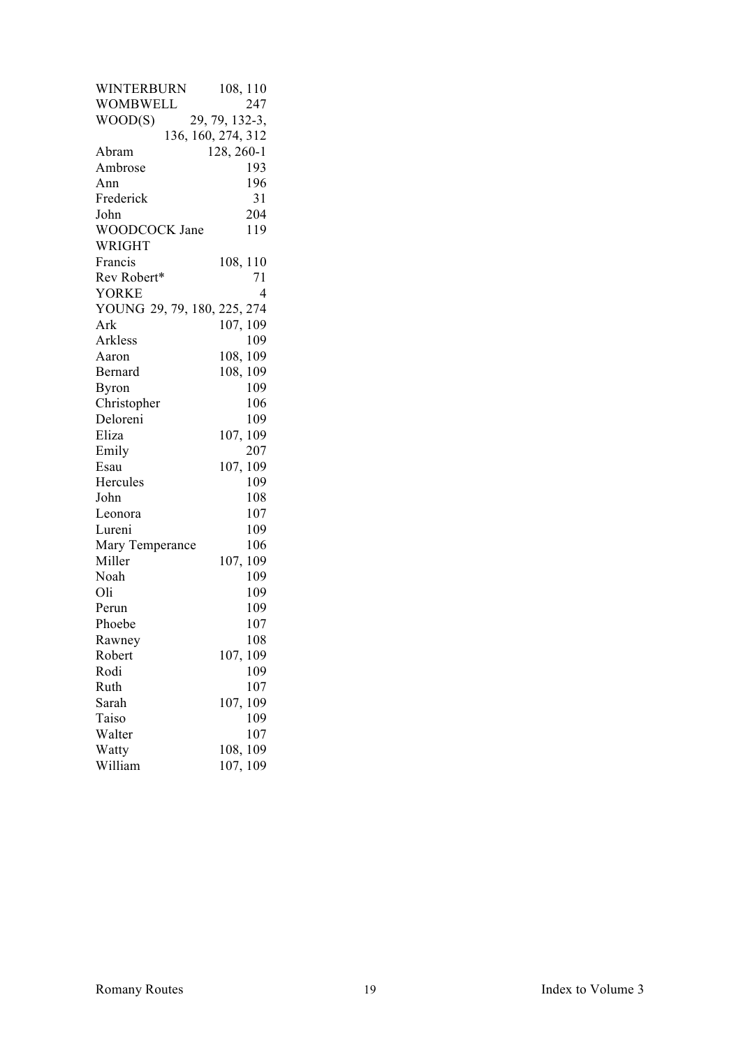WINTERBURN 108, 110
WOMBWELL 247
WOOD(S) 29, 79, 132-3, 136, 160, 274, 312
Abram 128, 260-1
Ambrose 193
Ann 196
Frederick 31
John 204
WOODCOCK Jane 119
WRIGHT
Francis 108, 110
Rev Robert* 71
YORKE 4
YOUNG 29, 79, 180, 225, 274
Ark 107, 109
Arkless 109
Aaron 108, 109
Bernard 108, 109
Byron 109
Christopher 106
Deloreni 109
Eliza 107, 109
Emily 207
Esau 107, 109
Hercules 109
John 108
Leonora 107
Lureni 109
Mary Temperance 106
Miller 107, 109
Noah 109
Oli 109
Perun 109
Phoebe 107
Rawney 108
Robert 107, 109
Rodi 109
Ruth 107
Sarah 107, 109
Taiso 109
Walter 107
Watty 108, 109
William 107, 109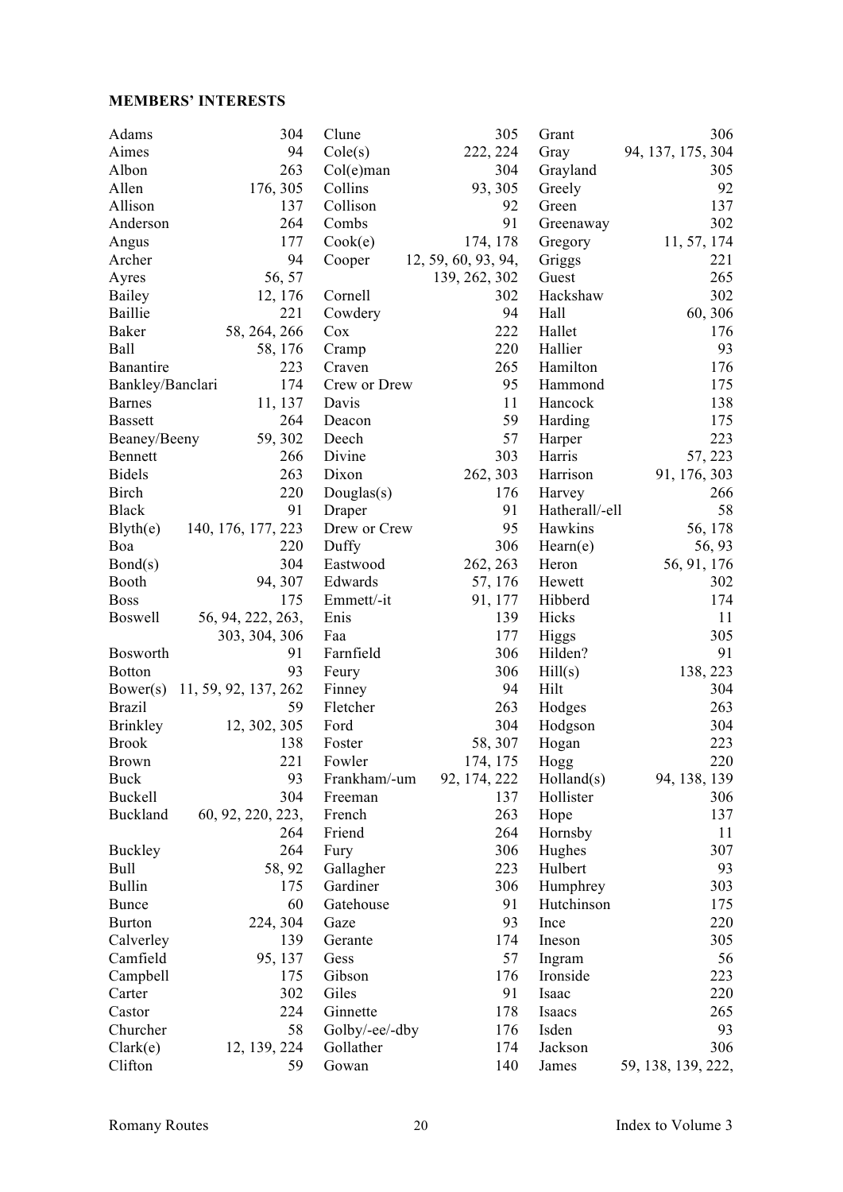**MEMBERS' INTERESTS**

| Name | Pages |
|---|---|
| Adams | 304 |
| Aimes | 94 |
| Albon | 263 |
| Allen | 176, 305 |
| Allison | 137 |
| Anderson | 264 |
| Angus | 177 |
| Archer | 94 |
| Ayres | 56, 57 |
| Bailey | 12, 176 |
| Baillie | 221 |
| Baker | 58, 264, 266 |
| Ball | 58, 176 |
| Banantire | 223 |
| Bankley/Banclari | 174 |
| Barnes | 11, 137 |
| Bassett | 264 |
| Beaney/Beeny | 59, 302 |
| Bennett | 266 |
| Bidels | 263 |
| Birch | 220 |
| Black | 91 |
| Blyth(e) | 140, 176, 177, 223 |
| Boa | 220 |
| Bond(s) | 304 |
| Booth | 94, 307 |
| Boss | 175 |
| Boswell | 56, 94, 222, 263, 303, 304, 306 |
| Bosworth | 91 |
| Botton | 93 |
| Bower(s) | 11, 59, 92, 137, 262 |
| Brazil | 59 |
| Brinkley | 12, 302, 305 |
| Brook | 138 |
| Brown | 221 |
| Buck | 93 |
| Buckell | 304 |
| Buckland | 60, 92, 220, 223, 264 |
| Buckley | 264 |
| Bull | 58, 92 |
| Bullin | 175 |
| Bunce | 60 |
| Burton | 224, 304 |
| Calverley | 139 |
| Camfield | 95, 137 |
| Campbell | 175 |
| Carter | 302 |
| Castor | 224 |
| Churcher | 58 |
| Clark(e) | 12, 139, 224 |
| Clifton | 59 |
| Clune | 305 |
| Cole(s) | 222, 224 |
| Col(e)man | 304 |
| Collins | 93, 305 |
| Collison | 92 |
| Combs | 91 |
| Cook(e) | 174, 178 |
| Cooper | 12, 59, 60, 93, 94, 139, 262, 302 |
| Cornell | 302 |
| Cowdery | 94 |
| Cox | 222 |
| Cramp | 220 |
| Craven | 265 |
| Crew or Drew | 95 |
| Davis | 11 |
| Deacon | 59 |
| Deech | 57 |
| Divine | 303 |
| Dixon | 262, 303 |
| Douglas(s) | 176 |
| Draper | 91 |
| Drew or Crew | 95 |
| Duffy | 306 |
| Eastwood | 262, 263 |
| Edwards | 57, 176 |
| Emmett/-it | 91, 177 |
| Enis | 139 |
| Faa | 177 |
| Farnfield | 306 |
| Feury | 306 |
| Finney | 94 |
| Fletcher | 263 |
| Ford | 304 |
| Foster | 58, 307 |
| Fowler | 174, 175 |
| Frankham/-um | 92, 174, 222 |
| Freeman | 137 |
| French | 263 |
| Friend | 264 |
| Fury | 306 |
| Gallagher | 223 |
| Gardiner | 306 |
| Gatehouse | 91 |
| Gaze | 93 |
| Gerante | 174 |
| Gess | 57 |
| Gibson | 176 |
| Giles | 91 |
| Ginnette | 178 |
| Golby/-ee/-dby | 176 |
| Gollather | 174 |
| Gowan | 140 |
| Grant | 306 |
| Gray | 94, 137, 175, 304 |
| Grayland | 305 |
| Greely | 92 |
| Green | 137 |
| Greenaway | 302 |
| Gregory | 11, 57, 174 |
| Griggs | 221 |
| Guest | 265 |
| Hackshaw | 302 |
| Hall | 60, 306 |
| Hallet | 176 |
| Hallier | 93 |
| Hamilton | 176 |
| Hammond | 175 |
| Hancock | 138 |
| Harding | 175 |
| Harper | 223 |
| Harris | 57, 223 |
| Harrison | 91, 176, 303 |
| Harvey | 266 |
| Hatherall/-ell | 58 |
| Hawkins | 56, 178 |
| Hearn(e) | 56, 93 |
| Heron | 56, 91, 176 |
| Hewett | 302 |
| Hibberd | 174 |
| Hicks | 11 |
| Higgs | 305 |
| Hilden? | 91 |
| Hill(s) | 138, 223 |
| Hilt | 304 |
| Hodges | 263 |
| Hodgson | 304 |
| Hogan | 223 |
| Hogg | 220 |
| Holland(s) | 94, 138, 139 |
| Hollister | 306 |
| Hope | 137 |
| Hornsby | 11 |
| Hughes | 307 |
| Hulbert | 93 |
| Humphrey | 303 |
| Hutchinson | 175 |
| Ince | 220 |
| Ineson | 305 |
| Ingram | 56 |
| Ironside | 223 |
| Isaac | 220 |
| Isaacs | 265 |
| Isden | 93 |
| Jackson | 306 |
| James | 59, 138, 139, 222, |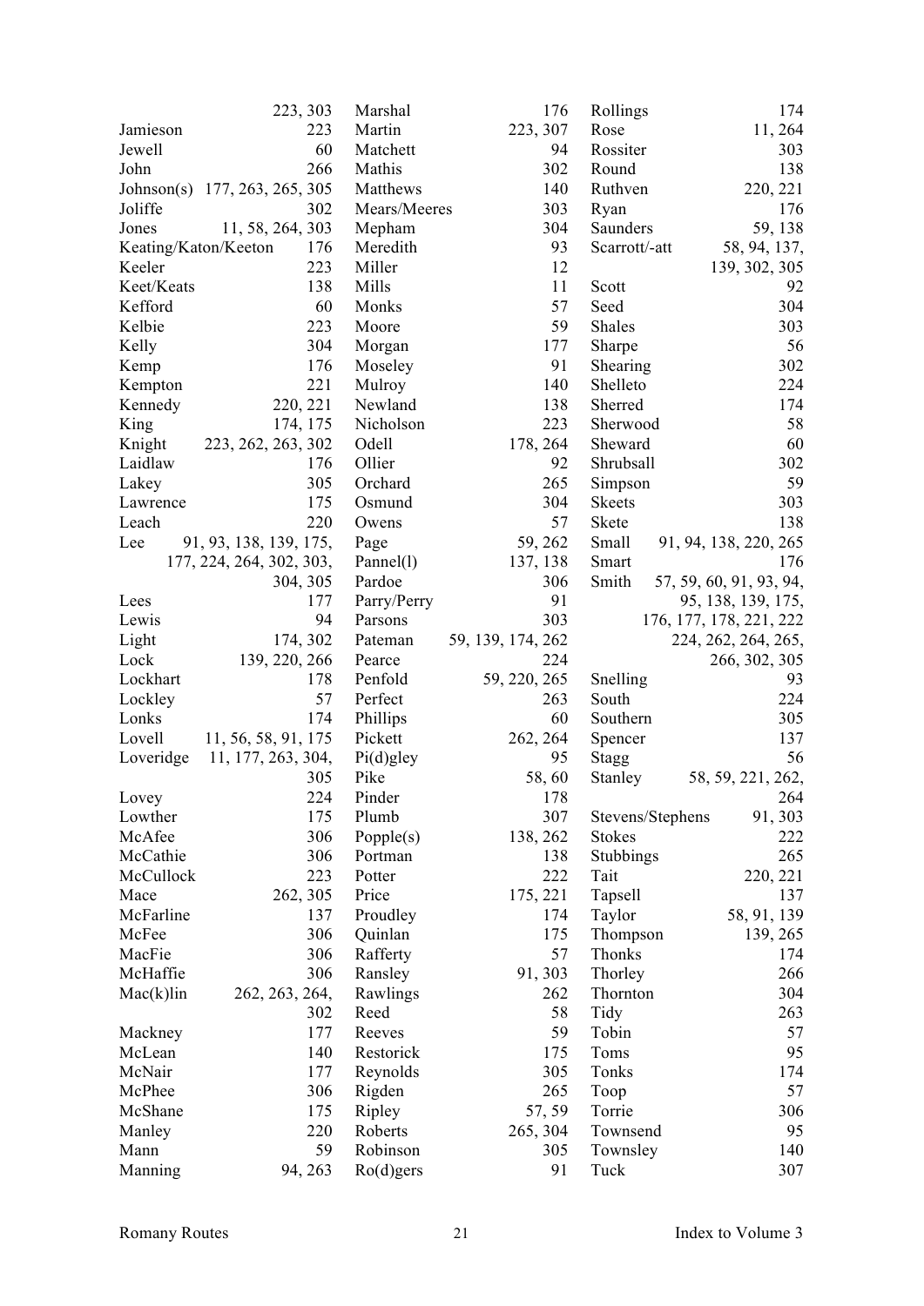223, 303
Jamieson 223
Jewell 60
John 266
Johnson(s) 177, 263, 265, 305
Joliffe 302
Jones 11, 58, 264, 303
Keating/Katon/Keeton 176
Keeler 223
Keet/Keats 138
Kefford 60
Kelbie 223
Kelly 304
Kemp 176
Kempton 221
Kennedy 220, 221
King 174, 175
Knight 223, 262, 263, 302
Laidlaw 176
Lakey 305
Lawrence 175
Leach 220
Lee 91, 93, 138, 139, 175, 177, 224, 264, 302, 303, 304, 305
Lees 177
Lewis 94
Light 174, 302
Lock 139, 220, 266
Lockhart 178
Lockley 57
Lonks 174
Lovell 11, 56, 58, 91, 175
Loveridge 11, 177, 263, 304, 305
Lovey 224
Lowther 175
McAfee 306
McCathie 306
McCullock 223
Mace 262, 305
McFarline 137
McFee 306
MacFie 306
McHaffie 306
Mac(k)lin 262, 263, 264, 302
Mackney 177
McLean 140
McNair 177
McPhee 306
McShane 175
Manley 220
Mann 59
Manning 94, 263
Marshal 176
Martin 223, 307
Matchett 94
Mathis 302
Matthews 140
Mears/Meeres 303
Mepham 304
Meredith 93
Miller 12
Mills 11
Monks 57
Moore 59
Morgan 177
Moseley 91
Mulroy 140
Newland 138
Nicholson 223
Odell 178, 264
Ollier 92
Orchard 265
Osmund 304
Owens 57
Page 59, 262
Pannel(l) 137, 138
Pardoe 306
Parry/Perry 91
Parsons 303
Pateman 59, 139, 174, 262
Pearce 224
Penfold 59, 220, 265
Perfect 263
Phillips 60
Pickett 262, 264
Pi(d)gley 95
Pike 58, 60
Pinder 178
Plumb 307
Popple(s) 138, 262
Portman 138
Potter 222
Price 175, 221
Proudley 174
Quinlan 175
Rafferty 57
Ransley 91, 303
Rawlings 262
Reed 58
Reeves 59
Restorick 175
Reynolds 305
Rigden 265
Ripley 57, 59
Roberts 265, 304
Robinson 305
Ro(d)gers 91
Rollings 174
Rose 11, 264
Rossiter 303
Round 138
Ruthven 220, 221
Ryan 176
Saunders 59, 138
Scarrott/-att 58, 94, 137, 139, 302, 305
Scott 92
Seed 304
Shales 303
Sharpe 56
Shearing 302
Shelleto 224
Sherred 174
Sherwood 58
Sheward 60
Shrubsall 302
Simpson 59
Skeets 303
Skete 138
Small 91, 94, 138, 220, 265
Smart 176
Smith 57, 59, 60, 91, 93, 94, 95, 138, 139, 175, 176, 177, 178, 221, 222, 224, 262, 264, 265, 266, 302, 305
Snelling 93
South 224
Southern 305
Spencer 137
Stagg 56
Stanley 58, 59, 221, 262, 264
Stevens/Stephens 91, 303
Stokes 222
Stubbings 265
Tait 220, 221
Tapsell 137
Taylor 58, 91, 139
Thompson 139, 265
Thonks 174
Thorley 266
Thornton 304
Tidy 263
Tobin 57
Toms 95
Tonks 174
Toop 57
Torrie 306
Townsend 95
Townsley 140
Tuck 307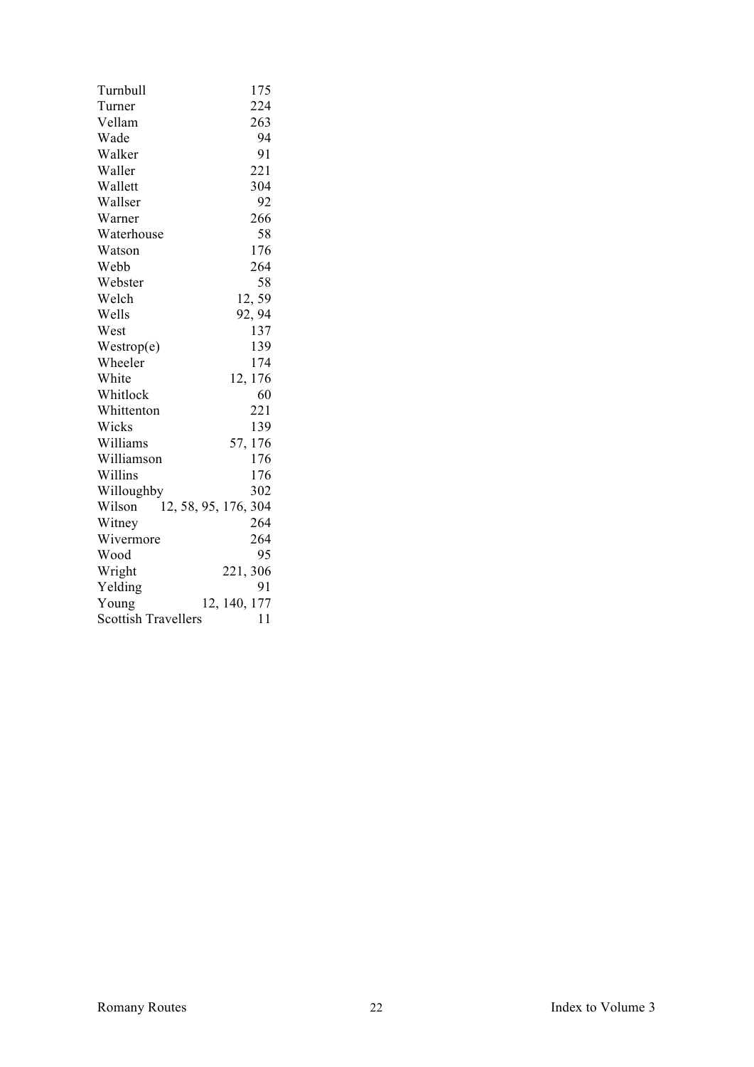| | |
|---|---|
| Turnbull | 175 |
| Turner | 224 |
| Vellam | 263 |
| Wade | 94 |
| Walker | 91 |
| Waller | 221 |
| Wallett | 304 |
| Wallser | 92 |
| Warner | 266 |
| Waterhouse | 58 |
| Watson | 176 |
| Webb | 264 |
| Webster | 58 |
| Welch | 12, 59 |
| Wells | 92, 94 |
| West | 137 |
| Westrop(e) | 139 |
| Wheeler | 174 |
| White | 12, 176 |
| Whitlock | 60 |
| Whittenton | 221 |
| Wicks | 139 |
| Williams | 57, 176 |
| Williamson | 176 |
| Willins | 176 |
| Willoughby | 302 |
| Wilson | 12, 58, 95, 176, 304 |
| Witney | 264 |
| Wivermore | 264 |
| Wood | 95 |
| Wright | 221, 306 |
| Yelding | 91 |
| Young | 12, 140, 177 |
| Scottish Travellers | 11 |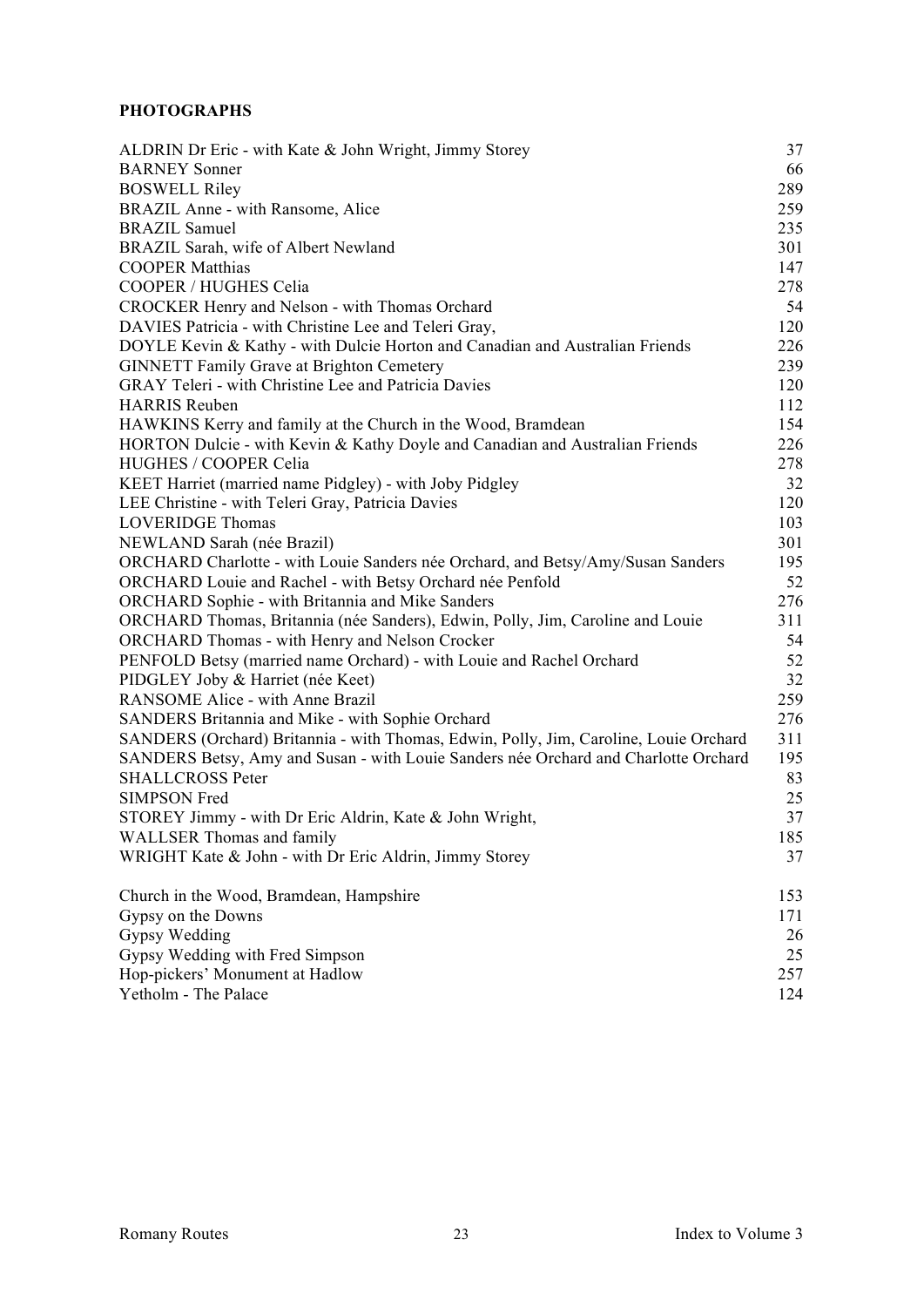**PHOTOGRAPHS**

| | |
|---|---|
| ALDRIN Dr Eric - with Kate & John Wright, Jimmy Storey | 37 |
| BARNEY Sonner | 66 |
| BOSWELL Riley | 289 |
| BRAZIL Anne - with Ransome, Alice | 259 |
| BRAZIL Samuel | 235 |
| BRAZIL Sarah, wife of Albert Newland | 301 |
| COOPER Matthias | 147 |
| COOPER / HUGHES Celia | 278 |
| CROCKER Henry and Nelson - with Thomas Orchard | 54 |
| DAVIES Patricia - with Christine Lee and Teleri Gray, | 120 |
| DOYLE Kevin & Kathy - with Dulcie Horton and Canadian and Australian Friends | 226 |
| GINNETT Family Grave at Brighton Cemetery | 239 |
| GRAY Teleri - with Christine Lee and Patricia Davies | 120 |
| HARRIS Reuben | 112 |
| HAWKINS Kerry and family at the Church in the Wood, Bramdean | 154 |
| HORTON Dulcie - with Kevin & Kathy Doyle and Canadian and Australian Friends | 226 |
| HUGHES / COOPER Celia | 278 |
| KEET Harriet (married name Pidgley) - with Joby Pidgley | 32 |
| LEE Christine - with Teleri Gray, Patricia Davies | 120 |
| LOVERIDGE Thomas | 103 |
| NEWLAND Sarah (née Brazil) | 301 |
| ORCHARD Charlotte - with Louie Sanders née Orchard, and Betsy/Amy/Susan Sanders | 195 |
| ORCHARD Louie and Rachel - with Betsy Orchard née Penfold | 52 |
| ORCHARD Sophie - with Britannia and Mike Sanders | 276 |
| ORCHARD Thomas, Britannia (née Sanders), Edwin, Polly, Jim, Caroline and Louie | 311 |
| ORCHARD Thomas - with Henry and Nelson Crocker | 54 |
| PENFOLD Betsy (married name Orchard) - with Louie and Rachel Orchard | 52 |
| PIDGLEY Joby & Harriet (née Keet) | 32 |
| RANSOME Alice - with Anne Brazil | 259 |
| SANDERS Britannia and Mike - with Sophie Orchard | 276 |
| SANDERS (Orchard) Britannia - with Thomas, Edwin, Polly, Jim, Caroline, Louie Orchard | 311 |
| SANDERS Betsy, Amy and Susan - with Louie Sanders née Orchard and Charlotte Orchard | 195 |
| SHALLCROSS Peter | 83 |
| SIMPSON Fred | 25 |
| STOREY Jimmy - with Dr Eric Aldrin, Kate & John Wright, | 37 |
| WALLSER Thomas and family | 185 |
| WRIGHT Kate & John - with Dr Eric Aldrin, Jimmy Storey | 37 |

| | |
|---|---|
| Church in the Wood, Bramdean, Hampshire | 153 |
| Gypsy on the Downs | 171 |
| Gypsy Wedding | 26 |
| Gypsy Wedding with Fred Simpson | 25 |
| Hop-pickers' Monument at Hadlow | 257 |
| Yetholm - The Palace | 124 |